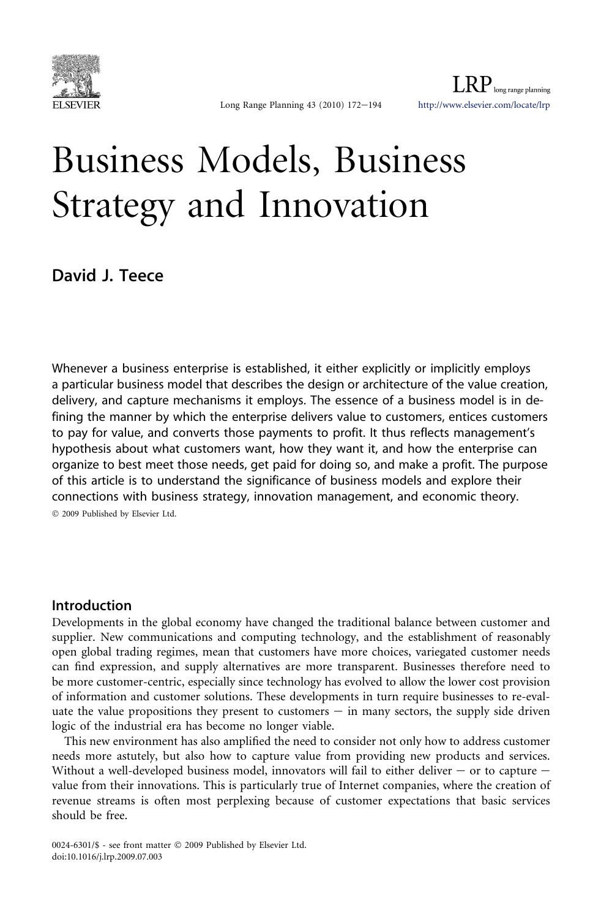# Business Models, Business Strategy and Innovation

**David J. Teece**

Whenever a business enterprise is established, it either explicitly or implicitly employs a particular business model that describes the design or architecture of the value creation, delivery, and capture mechanisms it employs. The essence of a business model is in defining the manner by which the enterprise delivers value to customers, entices customers to pay for value, and converts those payments to profit. It thus reflects management's hypothesis about what customers want, how they want it, and how the enterprise can organize to best meet those needs, get paid for doing so, and make a profit. The purpose of this article is to understand the significance of business models and explore their connections with business strategy, innovation management, and economic theory.

© 2009 Published by Elsevier Ltd.

## Introduction

Developments in the global economy have changed the traditional balance between customer and supplier. New communications and computing technology, and the establishment of reasonably open global trading regimes, mean that customers have more choices, variegated customer needs can find expression, and supply alternatives are more transparent. Businesses therefore need to be more customer-centric, especially since technology has evolved to allow the lower cost provision of information and customer solutions. These developments in turn require businesses to re-evaluate the value propositions they present to customers – in many sectors, the supply side driven logic of the industrial era has become no longer viable.

This new environment has also amplified the need to consider not only how to address customer needs more astutely, but also how to capture value from providing new products and services. Without a well-developed business model, innovators will fail to either deliver – or to capture – value from their innovations. This is particularly true of Internet companies, where the creation of revenue streams is often most perplexing because of customer expectations that basic services should be free.

0024-6301/$ - see front matter © 2009 Published by Elsevier Ltd.
doi:10.1016/j.lrp.2009.07.003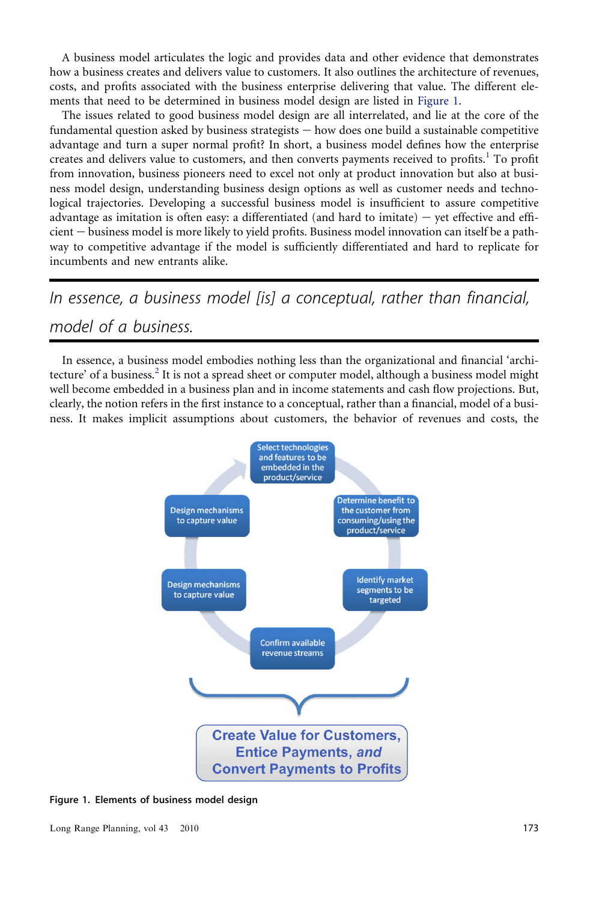A business model articulates the logic and provides data and other evidence that demonstrates how a business creates and delivers value to customers. It also outlines the architecture of revenues, costs, and profits associated with the business enterprise delivering that value. The different elements that need to be determined in business model design are listed in Figure 1.

The issues related to good business model design are all interrelated, and lie at the core of the fundamental question asked by business strategists — how does one build a sustainable competitive advantage and turn a super normal profit? In short, a business model defines how the enterprise creates and delivers value to customers, and then converts payments received to profits.[1] To profit from innovation, business pioneers need to excel not only at product innovation but also at business model design, understanding business design options as well as customer needs and technological trajectories. Developing a successful business model is insufficient to assure competitive advantage as imitation is often easy: a differentiated (and hard to imitate) — yet effective and efficient — business model is more likely to yield profits. Business model innovation can itself be a pathway to competitive advantage if the model is sufficiently differentiated and hard to replicate for incumbents and new entrants alike.

*In essence, a business model [is] a conceptual, rather than financial, model of a business.*

In essence, a business model embodies nothing less than the organizational and financial 'architecture' of a business.[2] It is not a spread sheet or computer model, although a business model might well become embedded in a business plan and in income statements and cash flow projections. But, clearly, the notion refers in the first instance to a conceptual, rather than a financial, model of a business. It makes implicit assumptions about customers, the behavior of revenues and costs, the

Select technologies and features to be embedded in the product/service

Determine benefit to the customer from consuming/using the product/service

Identify market segments to be targeted

Confirm available revenue streams

Design mechanisms to capture value

Design mechanisms to capture value

Create Value for Customers, Entice Payments, *and* Convert Payments to Profits

**Figure 1. Elements of business model design**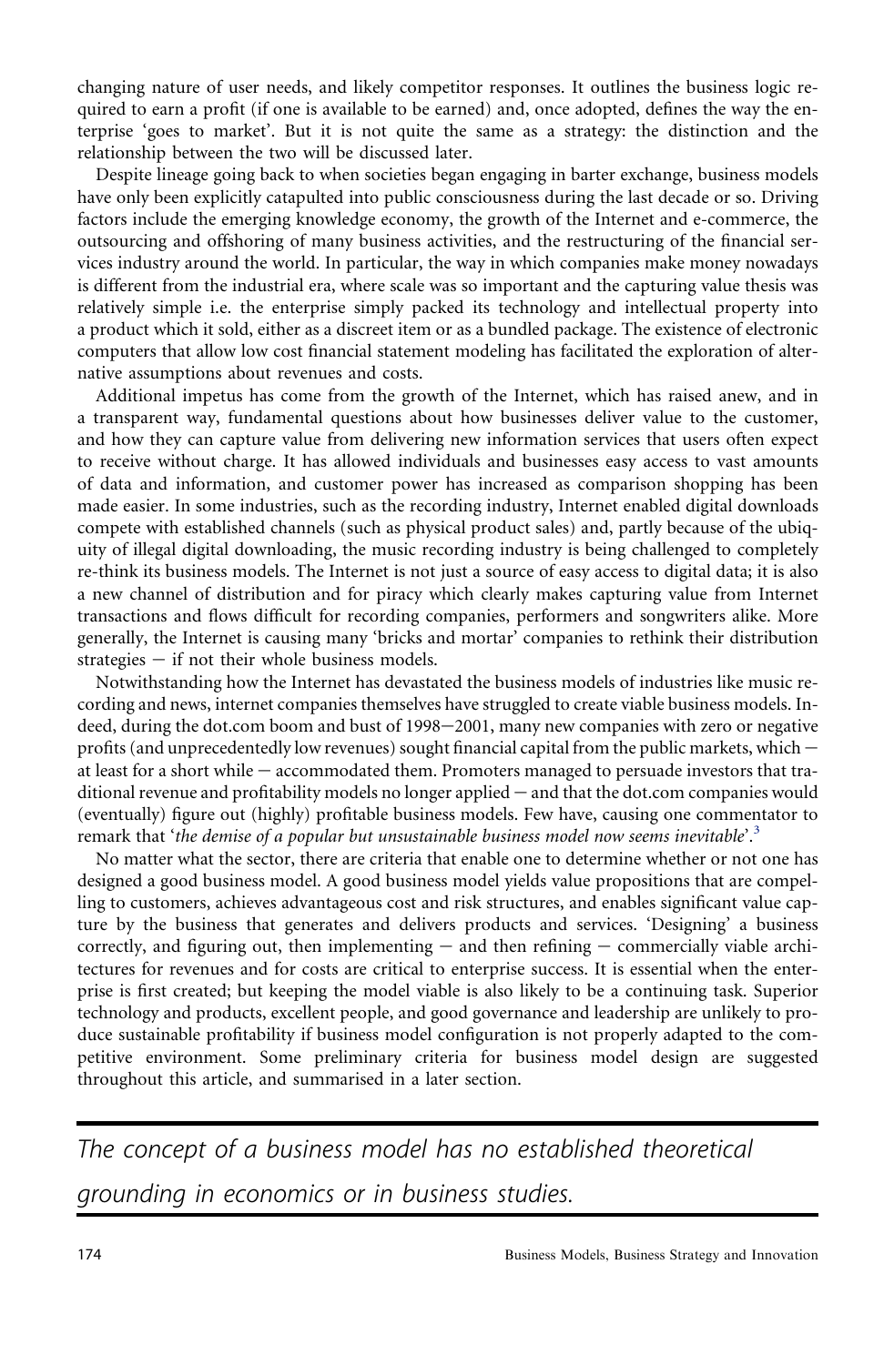changing nature of user needs, and likely competitor responses. It outlines the business logic required to earn a profit (if one is available to be earned) and, once adopted, defines the way the enterprise 'goes to market'. But it is not quite the same as a strategy: the distinction and the relationship between the two will be discussed later.

Despite lineage going back to when societies began engaging in barter exchange, business models have only been explicitly catapulted into public consciousness during the last decade or so. Driving factors include the emerging knowledge economy, the growth of the Internet and e-commerce, the outsourcing and offshoring of many business activities, and the restructuring of the financial services industry around the world. In particular, the way in which companies make money nowadays is different from the industrial era, where scale was so important and the capturing value thesis was relatively simple i.e. the enterprise simply packed its technology and intellectual property into a product which it sold, either as a discreet item or as a bundled package. The existence of electronic computers that allow low cost financial statement modeling has facilitated the exploration of alternative assumptions about revenues and costs.

Additional impetus has come from the growth of the Internet, which has raised anew, and in a transparent way, fundamental questions about how businesses deliver value to the customer, and how they can capture value from delivering new information services that users often expect to receive without charge. It has allowed individuals and businesses easy access to vast amounts of data and information, and customer power has increased as comparison shopping has been made easier. In some industries, such as the recording industry, Internet enabled digital downloads compete with established channels (such as physical product sales) and, partly because of the ubiquity of illegal digital downloading, the music recording industry is being challenged to completely re-think its business models. The Internet is not just a source of easy access to digital data; it is also a new channel of distribution and for piracy which clearly makes capturing value from Internet transactions and flows difficult for recording companies, performers and songwriters alike. More generally, the Internet is causing many 'bricks and mortar' companies to rethink their distribution strategies — if not their whole business models.

Notwithstanding how the Internet has devastated the business models of industries like music recording and news, internet companies themselves have struggled to create viable business models. Indeed, during the dot.com boom and bust of 1998—2001, many new companies with zero or negative profits (and unprecedentedly low revenues) sought financial capital from the public markets, which — at least for a short while — accommodated them. Promoters managed to persuade investors that traditional revenue and profitability models no longer applied — and that the dot.com companies would (eventually) figure out (highly) profitable business models. Few have, causing one commentator to remark that '*the demise of a popular but unsustainable business model now seems inevitable*'.[3]

No matter what the sector, there are criteria that enable one to determine whether or not one has designed a good business model. A good business model yields value propositions that are compelling to customers, achieves advantageous cost and risk structures, and enables significant value capture by the business that generates and delivers products and services. 'Designing' a business correctly, and figuring out, then implementing — and then refining — commercially viable architectures for revenues and for costs are critical to enterprise success. It is essential when the enterprise is first created; but keeping the model viable is also likely to be a continuing task. Superior technology and products, excellent people, and good governance and leadership are unlikely to produce sustainable profitability if business model configuration is not properly adapted to the competitive environment. Some preliminary criteria for business model design are suggested throughout this article, and summarised in a later section.

---

*The concept of a business model has no established theoretical grounding in economics or in business studies.*

---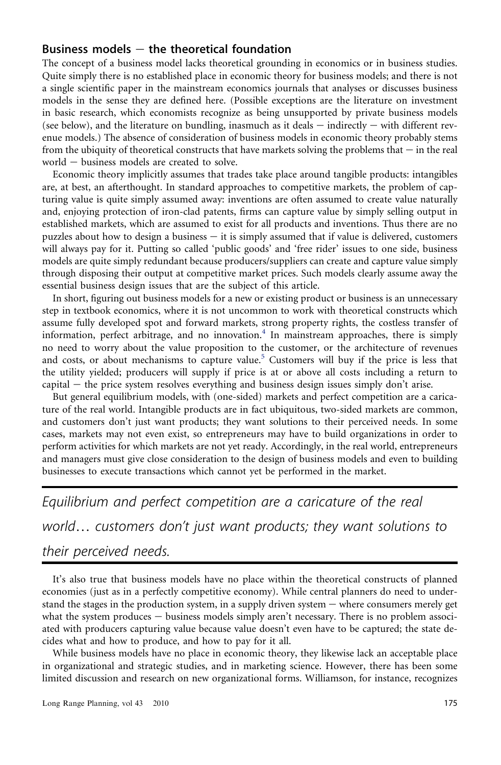### Business models – the theoretical foundation

The concept of a business model lacks theoretical grounding in economics or in business studies. Quite simply there is no established place in economic theory for business models; and there is not a single scientific paper in the mainstream economics journals that analyses or discusses business models in the sense they are defined here. (Possible exceptions are the literature on investment in basic research, which economists recognize as being unsupported by private business models (see below), and the literature on bundling, inasmuch as it deals – indirectly – with different revenue models.) The absence of consideration of business models in economic theory probably stems from the ubiquity of theoretical constructs that have markets solving the problems that – in the real world – business models are created to solve.

Economic theory implicitly assumes that trades take place around tangible products: intangibles are, at best, an afterthought. In standard approaches to competitive markets, the problem of capturing value is quite simply assumed away: inventions are often assumed to create value naturally and, enjoying protection of iron-clad patents, firms can capture value by simply selling output in established markets, which are assumed to exist for all products and inventions. Thus there are no puzzles about how to design a business – it is simply assumed that if value is delivered, customers will always pay for it. Putting so called 'public goods' and 'free rider' issues to one side, business models are quite simply redundant because producers/suppliers can create and capture value simply through disposing their output at competitive market prices. Such models clearly assume away the essential business design issues that are the subject of this article.

In short, figuring out business models for a new or existing product or business is an unnecessary step in textbook economics, where it is not uncommon to work with theoretical constructs which assume fully developed spot and forward markets, strong property rights, the costless transfer of information, perfect arbitrage, and no innovation.[4] In mainstream approaches, there is simply no need to worry about the value proposition to the customer, or the architecture of revenues and costs, or about mechanisms to capture value.[5] Customers will buy if the price is less that the utility yielded; producers will supply if price is at or above all costs including a return to capital – the price system resolves everything and business design issues simply don't arise.

But general equilibrium models, with (one-sided) markets and perfect competition are a caricature of the real world. Intangible products are in fact ubiquitous, two-sided markets are common, and customers don't just want products; they want solutions to their perceived needs. In some cases, markets may not even exist, so entrepreneurs may have to build organizations in order to perform activities for which markets are not yet ready. Accordingly, in the real world, entrepreneurs and managers must give close consideration to the design of business models and even to building businesses to execute transactions which cannot yet be performed in the market.

*Equilibrium and perfect competition are a caricature of the real world… customers don't just want products; they want solutions to their perceived needs.*

It's also true that business models have no place within the theoretical constructs of planned economies (just as in a perfectly competitive economy). While central planners do need to understand the stages in the production system, in a supply driven system – where consumers merely get what the system produces – business models simply aren't necessary. There is no problem associated with producers capturing value because value doesn't even have to be captured; the state decides what and how to produce, and how to pay for it all.

While business models have no place in economic theory, they likewise lack an acceptable place in organizational and strategic studies, and in marketing science. However, there has been some limited discussion and research on new organizational forms. Williamson, for instance, recognizes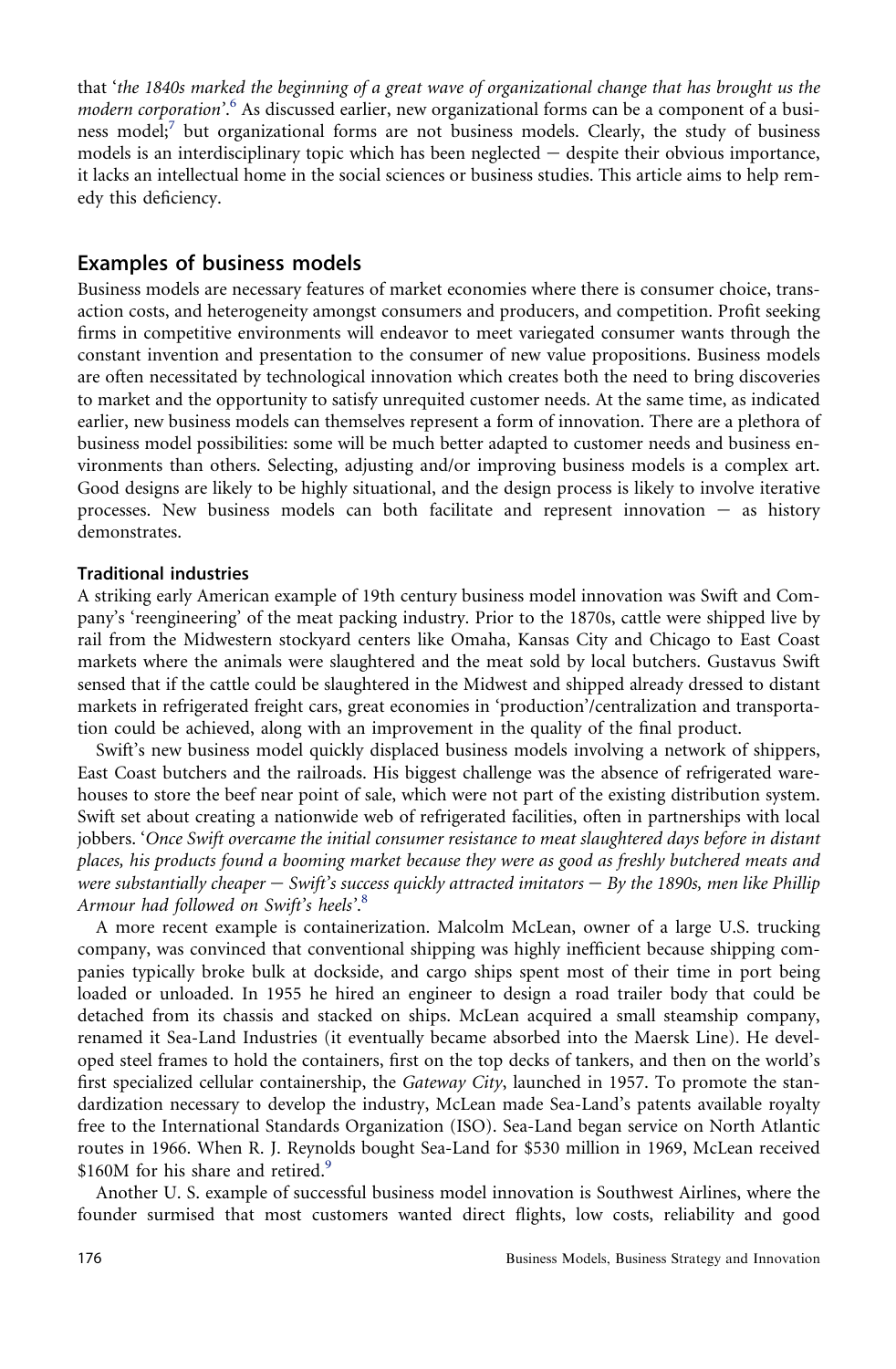that '*the 1840s marked the beginning of a great wave of organizational change that has brought us the modern corporation*'.[6] As discussed earlier, new organizational forms can be a component of a business model;[7] but organizational forms are not business models. Clearly, the study of business models is an interdisciplinary topic which has been neglected – despite their obvious importance, it lacks an intellectual home in the social sciences or business studies. This article aims to help remedy this deficiency.

## Examples of business models

Business models are necessary features of market economies where there is consumer choice, transaction costs, and heterogeneity amongst consumers and producers, and competition. Profit seeking firms in competitive environments will endeavor to meet variegated consumer wants through the constant invention and presentation to the consumer of new value propositions. Business models are often necessitated by technological innovation which creates both the need to bring discoveries to market and the opportunity to satisfy unrequited customer needs. At the same time, as indicated earlier, new business models can themselves represent a form of innovation. There are a plethora of business model possibilities: some will be much better adapted to customer needs and business environments than others. Selecting, adjusting and/or improving business models is a complex art. Good designs are likely to be highly situational, and the design process is likely to involve iterative processes. New business models can both facilitate and represent innovation – as history demonstrates.

### Traditional industries

A striking early American example of 19th century business model innovation was Swift and Company's 'reengineering' of the meat packing industry. Prior to the 1870s, cattle were shipped live by rail from the Midwestern stockyard centers like Omaha, Kansas City and Chicago to East Coast markets where the animals were slaughtered and the meat sold by local butchers. Gustavus Swift sensed that if the cattle could be slaughtered in the Midwest and shipped already dressed to distant markets in refrigerated freight cars, great economies in 'production'/centralization and transportation could be achieved, along with an improvement in the quality of the final product.

Swift's new business model quickly displaced business models involving a network of shippers, East Coast butchers and the railroads. His biggest challenge was the absence of refrigerated warehouses to store the beef near point of sale, which were not part of the existing distribution system. Swift set about creating a nationwide web of refrigerated facilities, often in partnerships with local jobbers. '*Once Swift overcame the initial consumer resistance to meat slaughtered days before in distant places, his products found a booming market because they were as good as freshly butchered meats and were substantially cheaper – Swift's success quickly attracted imitators – By the 1890s, men like Phillip Armour had followed on Swift's heels*'.[8]

A more recent example is containerization. Malcolm McLean, owner of a large U.S. trucking company, was convinced that conventional shipping was highly inefficient because shipping companies typically broke bulk at dockside, and cargo ships spent most of their time in port being loaded or unloaded. In 1955 he hired an engineer to design a road trailer body that could be detached from its chassis and stacked on ships. McLean acquired a small steamship company, renamed it Sea-Land Industries (it eventually became absorbed into the Maersk Line). He developed steel frames to hold the containers, first on the top decks of tankers, and then on the world's first specialized cellular containership, the *Gateway City*, launched in 1957. To promote the standardization necessary to develop the industry, McLean made Sea-Land's patents available royalty free to the International Standards Organization (ISO). Sea-Land began service on North Atlantic routes in 1966. When R. J. Reynolds bought Sea-Land for $530 million in 1969, McLean received $160M for his share and retired.[9]

Another U. S. example of successful business model innovation is Southwest Airlines, where the founder surmised that most customers wanted direct flights, low costs, reliability and good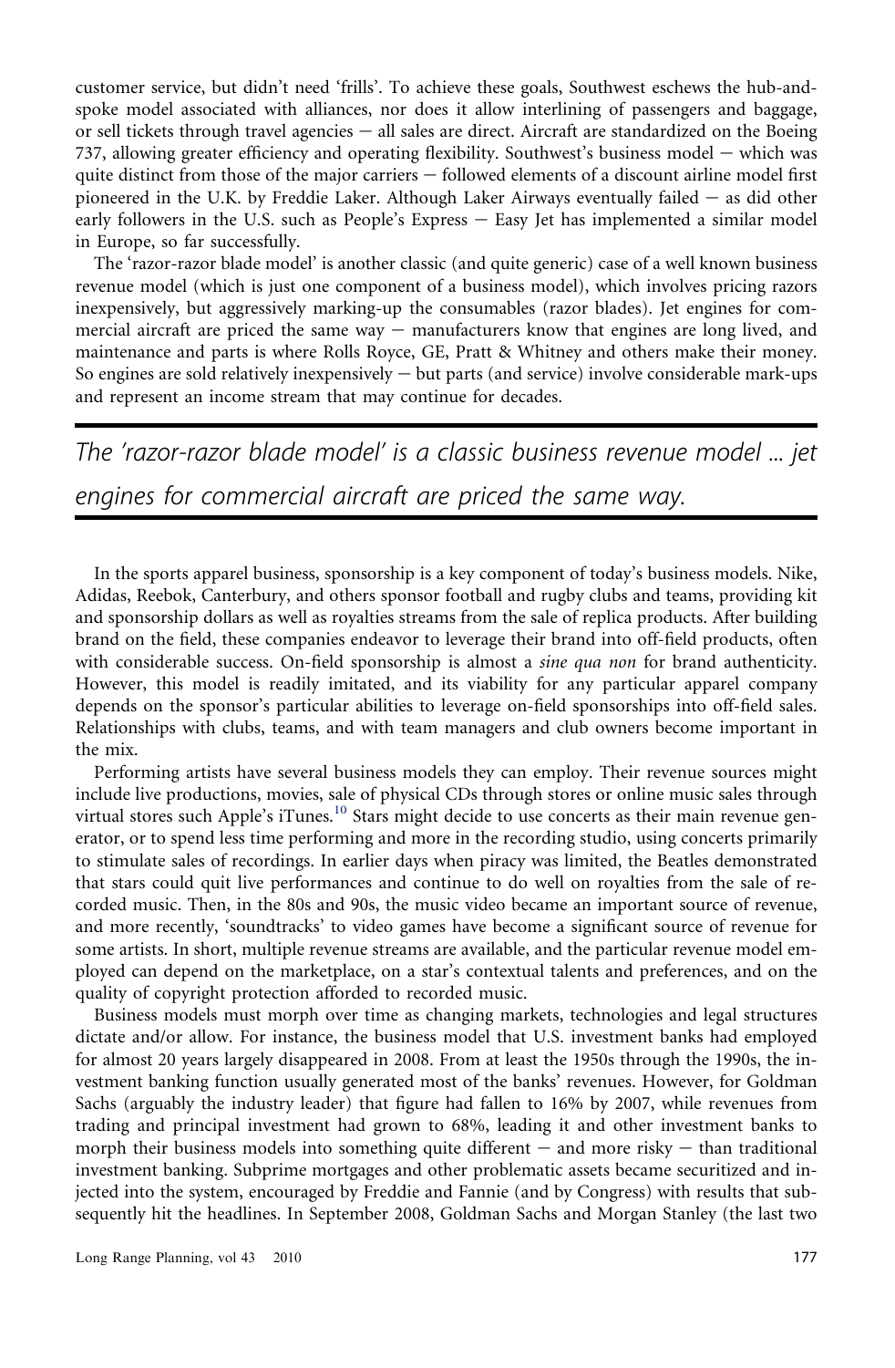customer service, but didn't need 'frills'. To achieve these goals, Southwest eschews the hub-and-spoke model associated with alliances, nor does it allow interlining of passengers and baggage, or sell tickets through travel agencies — all sales are direct. Aircraft are standardized on the Boeing 737, allowing greater efficiency and operating flexibility. Southwest's business model — which was quite distinct from those of the major carriers — followed elements of a discount airline model first pioneered in the U.K. by Freddie Laker. Although Laker Airways eventually failed — as did other early followers in the U.S. such as People's Express — Easy Jet has implemented a similar model in Europe, so far successfully.

The 'razor-razor blade model' is another classic (and quite generic) case of a well known business revenue model (which is just one component of a business model), which involves pricing razors inexpensively, but aggressively marking-up the consumables (razor blades). Jet engines for commercial aircraft are priced the same way — manufacturers know that engines are long lived, and maintenance and parts is where Rolls Royce, GE, Pratt & Whitney and others make their money. So engines are sold relatively inexpensively — but parts (and service) involve considerable mark-ups and represent an income stream that may continue for decades.

*The 'razor-razor blade model' is a classic business revenue model ... jet engines for commercial aircraft are priced the same way.*

In the sports apparel business, sponsorship is a key component of today's business models. Nike, Adidas, Reebok, Canterbury, and others sponsor football and rugby clubs and teams, providing kit and sponsorship dollars as well as royalties streams from the sale of replica products. After building brand on the field, these companies endeavor to leverage their brand into off-field products, often with considerable success. On-field sponsorship is almost a *sine qua non* for brand authenticity. However, this model is readily imitated, and its viability for any particular apparel company depends on the sponsor's particular abilities to leverage on-field sponsorships into off-field sales. Relationships with clubs, teams, and with team managers and club owners become important in the mix.

Performing artists have several business models they can employ. Their revenue sources might include live productions, movies, sale of physical CDs through stores or online music sales through virtual stores such Apple's iTunes.[10] Stars might decide to use concerts as their main revenue generator, or to spend less time performing and more in the recording studio, using concerts primarily to stimulate sales of recordings. In earlier days when piracy was limited, the Beatles demonstrated that stars could quit live performances and continue to do well on royalties from the sale of recorded music. Then, in the 80s and 90s, the music video became an important source of revenue, and more recently, 'soundtracks' to video games have become a significant source of revenue for some artists. In short, multiple revenue streams are available, and the particular revenue model employed can depend on the marketplace, on a star's contextual talents and preferences, and on the quality of copyright protection afforded to recorded music.

Business models must morph over time as changing markets, technologies and legal structures dictate and/or allow. For instance, the business model that U.S. investment banks had employed for almost 20 years largely disappeared in 2008. From at least the 1950s through the 1990s, the investment banking function usually generated most of the banks' revenues. However, for Goldman Sachs (arguably the industry leader) that figure had fallen to 16% by 2007, while revenues from trading and principal investment had grown to 68%, leading it and other investment banks to morph their business models into something quite different — and more risky — than traditional investment banking. Subprime mortgages and other problematic assets became securitized and injected into the system, encouraged by Freddie and Fannie (and by Congress) with results that subsequently hit the headlines. In September 2008, Goldman Sachs and Morgan Stanley (the last two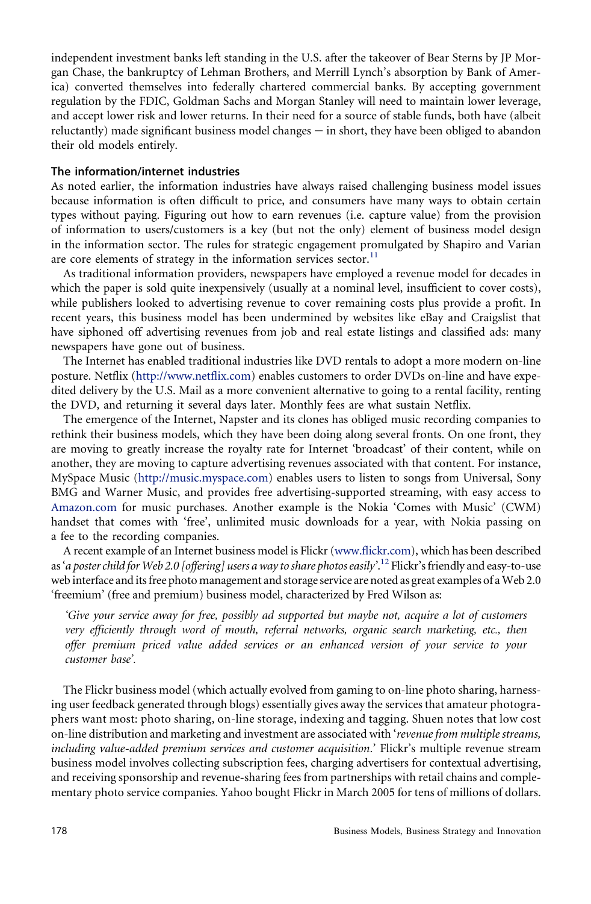independent investment banks left standing in the U.S. after the takeover of Bear Sterns by JP Morgan Chase, the bankruptcy of Lehman Brothers, and Merrill Lynch's absorption by Bank of America) converted themselves into federally chartered commercial banks. By accepting government regulation by the FDIC, Goldman Sachs and Morgan Stanley will need to maintain lower leverage, and accept lower risk and lower returns. In their need for a source of stable funds, both have (albeit reluctantly) made significant business model changes — in short, they have been obliged to abandon their old models entirely.

### The information/internet industries

As noted earlier, the information industries have always raised challenging business model issues because information is often difficult to price, and consumers have many ways to obtain certain types without paying. Figuring out how to earn revenues (i.e. capture value) from the provision of information to users/customers is a key (but not the only) element of business model design in the information sector. The rules for strategic engagement promulgated by Shapiro and Varian are core elements of strategy in the information services sector.[11]

As traditional information providers, newspapers have employed a revenue model for decades in which the paper is sold quite inexpensively (usually at a nominal level, insufficient to cover costs), while publishers looked to advertising revenue to cover remaining costs plus provide a profit. In recent years, this business model has been undermined by websites like eBay and Craigslist that have siphoned off advertising revenues from job and real estate listings and classified ads: many newspapers have gone out of business.

The Internet has enabled traditional industries like DVD rentals to adopt a more modern on-line posture. Netflix (http://www.netflix.com) enables customers to order DVDs on-line and have expedited delivery by the U.S. Mail as a more convenient alternative to going to a rental facility, renting the DVD, and returning it several days later. Monthly fees are what sustain Netflix.

The emergence of the Internet, Napster and its clones has obliged music recording companies to rethink their business models, which they have been doing along several fronts. On one front, they are moving to greatly increase the royalty rate for Internet 'broadcast' of their content, while on another, they are moving to capture advertising revenues associated with that content. For instance, MySpace Music (http://music.myspace.com) enables users to listen to songs from Universal, Sony BMG and Warner Music, and provides free advertising-supported streaming, with easy access to Amazon.com for music purchases. Another example is the Nokia 'Comes with Music' (CWM) handset that comes with 'free', unlimited music downloads for a year, with Nokia passing on a fee to the recording companies.

A recent example of an Internet business model is Flickr (www.flickr.com), which has been described as '*a poster child for Web 2.0 [offering] users a way to share photos easily*'.[12] Flickr's friendly and easy-to-use web interface and its free photo management and storage service are noted as great examples of a Web 2.0 'freemium' (free and premium) business model, characterized by Fred Wilson as:

> *'Give your service away for free, possibly ad supported but maybe not, acquire a lot of customers very efficiently through word of mouth, referral networks, organic search marketing, etc., then offer premium priced value added services or an enhanced version of your service to your customer base'.*

The Flickr business model (which actually evolved from gaming to on-line photo sharing, harnessing user feedback generated through blogs) essentially gives away the services that amateur photographers want most: photo sharing, on-line storage, indexing and tagging. Shuen notes that low cost on-line distribution and marketing and investment are associated with '*revenue from multiple streams, including value-added premium services and customer acquisition*.' Flickr's multiple revenue stream business model involves collecting subscription fees, charging advertisers for contextual advertising, and receiving sponsorship and revenue-sharing fees from partnerships with retail chains and complementary photo service companies. Yahoo bought Flickr in March 2005 for tens of millions of dollars.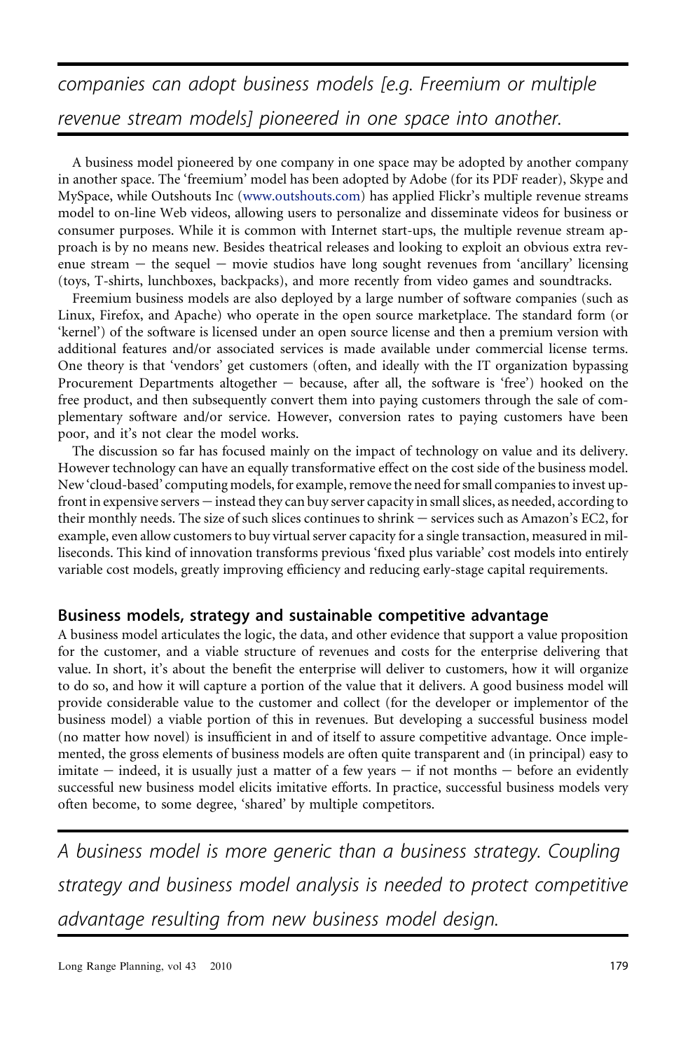*companies can adopt business models [e.g. Freemium or multiple revenue stream models] pioneered in one space into another.*

A business model pioneered by one company in one space may be adopted by another company in another space. The 'freemium' model has been adopted by Adobe (for its PDF reader), Skype and MySpace, while Outshouts Inc (www.outshouts.com) has applied Flickr's multiple revenue streams model to on-line Web videos, allowing users to personalize and disseminate videos for business or consumer purposes. While it is common with Internet start-ups, the multiple revenue stream approach is by no means new. Besides theatrical releases and looking to exploit an obvious extra revenue stream – the sequel – movie studios have long sought revenues from 'ancillary' licensing (toys, T-shirts, lunchboxes, backpacks), and more recently from video games and soundtracks.

Freemium business models are also deployed by a large number of software companies (such as Linux, Firefox, and Apache) who operate in the open source marketplace. The standard form (or 'kernel') of the software is licensed under an open source license and then a premium version with additional features and/or associated services is made available under commercial license terms. One theory is that 'vendors' get customers (often, and ideally with the IT organization bypassing Procurement Departments altogether – because, after all, the software is 'free') hooked on the free product, and then subsequently convert them into paying customers through the sale of complementary software and/or service. However, conversion rates to paying customers have been poor, and it's not clear the model works.

The discussion so far has focused mainly on the impact of technology on value and its delivery. However technology can have an equally transformative effect on the cost side of the business model. New 'cloud-based' computing models, for example, remove the need for small companies to invest upfront in expensive servers – instead they can buy server capacity in small slices, as needed, according to their monthly needs. The size of such slices continues to shrink – services such as Amazon's EC2, for example, even allow customers to buy virtual server capacity for a single transaction, measured in milliseconds. This kind of innovation transforms previous 'fixed plus variable' cost models into entirely variable cost models, greatly improving efficiency and reducing early-stage capital requirements.

## Business models, strategy and sustainable competitive advantage

A business model articulates the logic, the data, and other evidence that support a value proposition for the customer, and a viable structure of revenues and costs for the enterprise delivering that value. In short, it's about the benefit the enterprise will deliver to customers, how it will organize to do so, and how it will capture a portion of the value that it delivers. A good business model will provide considerable value to the customer and collect (for the developer or implementor of the business model) a viable portion of this in revenues. But developing a successful business model (no matter how novel) is insufficient in and of itself to assure competitive advantage. Once implemented, the gross elements of business models are often quite transparent and (in principal) easy to imitate – indeed, it is usually just a matter of a few years – if not months – before an evidently successful new business model elicits imitative efforts. In practice, successful business models very often become, to some degree, 'shared' by multiple competitors.

*A business model is more generic than a business strategy. Coupling strategy and business model analysis is needed to protect competitive advantage resulting from new business model design.*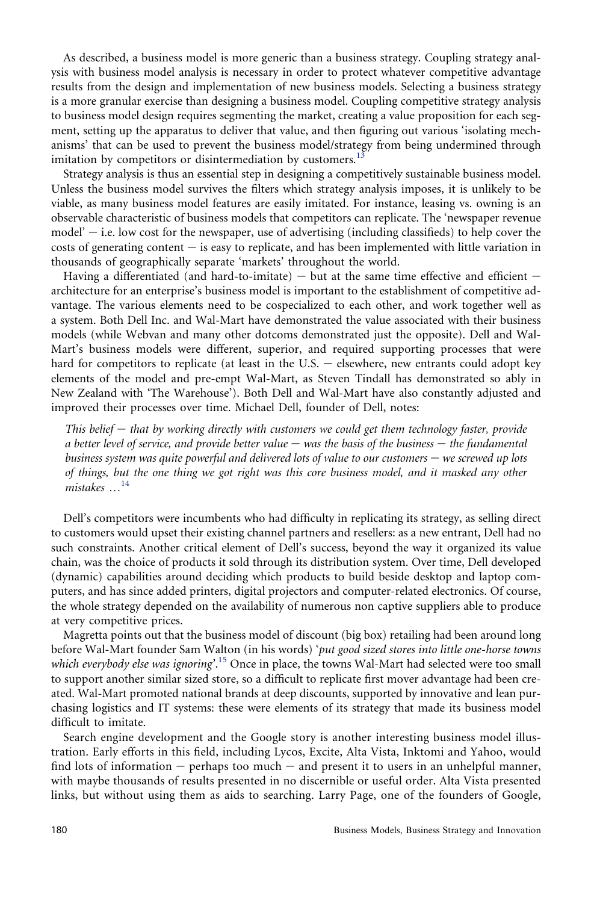As described, a business model is more generic than a business strategy. Coupling strategy analysis with business model analysis is necessary in order to protect whatever competitive advantage results from the design and implementation of new business models. Selecting a business strategy is a more granular exercise than designing a business model. Coupling competitive strategy analysis to business model design requires segmenting the market, creating a value proposition for each segment, setting up the apparatus to deliver that value, and then figuring out various 'isolating mechanisms' that can be used to prevent the business model/strategy from being undermined through imitation by competitors or disintermediation by customers.[13]

Strategy analysis is thus an essential step in designing a competitively sustainable business model. Unless the business model survives the filters which strategy analysis imposes, it is unlikely to be viable, as many business model features are easily imitated. For instance, leasing vs. owning is an observable characteristic of business models that competitors can replicate. The 'newspaper revenue model' – i.e. low cost for the newspaper, use of advertising (including classifieds) to help cover the costs of generating content – is easy to replicate, and has been implemented with little variation in thousands of geographically separate 'markets' throughout the world.

Having a differentiated (and hard-to-imitate) – but at the same time effective and efficient – architecture for an enterprise's business model is important to the establishment of competitive advantage. The various elements need to be cospecialized to each other, and work together well as a system. Both Dell Inc. and Wal-Mart have demonstrated the value associated with their business models (while Webvan and many other dotcoms demonstrated just the opposite). Dell and Wal-Mart's business models were different, superior, and required supporting processes that were hard for competitors to replicate (at least in the U.S. – elsewhere, new entrants could adopt key elements of the model and pre-empt Wal-Mart, as Steven Tindall has demonstrated so ably in New Zealand with 'The Warehouse'). Both Dell and Wal-Mart have also constantly adjusted and improved their processes over time. Michael Dell, founder of Dell, notes:

> *This belief – that by working directly with customers we could get them technology faster, provide a better level of service, and provide better value – was the basis of the business – the fundamental business system was quite powerful and delivered lots of value to our customers – we screwed up lots of things, but the one thing we got right was this core business model, and it masked any other mistakes …*[14]

Dell's competitors were incumbents who had difficulty in replicating its strategy, as selling direct to customers would upset their existing channel partners and resellers: as a new entrant, Dell had no such constraints. Another critical element of Dell's success, beyond the way it organized its value chain, was the choice of products it sold through its distribution system. Over time, Dell developed (dynamic) capabilities around deciding which products to build beside desktop and laptop computers, and has since added printers, digital projectors and computer-related electronics. Of course, the whole strategy depended on the availability of numerous non captive suppliers able to produce at very competitive prices.

Magretta points out that the business model of discount (big box) retailing had been around long before Wal-Mart founder Sam Walton (in his words) '*put good sized stores into little one-horse towns which everybody else was ignoring*'.[15] Once in place, the towns Wal-Mart had selected were too small to support another similar sized store, so a difficult to replicate first mover advantage had been created. Wal-Mart promoted national brands at deep discounts, supported by innovative and lean purchasing logistics and IT systems: these were elements of its strategy that made its business model difficult to imitate.

Search engine development and the Google story is another interesting business model illustration. Early efforts in this field, including Lycos, Excite, Alta Vista, Inktomi and Yahoo, would find lots of information – perhaps too much – and present it to users in an unhelpful manner, with maybe thousands of results presented in no discernible or useful order. Alta Vista presented links, but without using them as aids to searching. Larry Page, one of the founders of Google,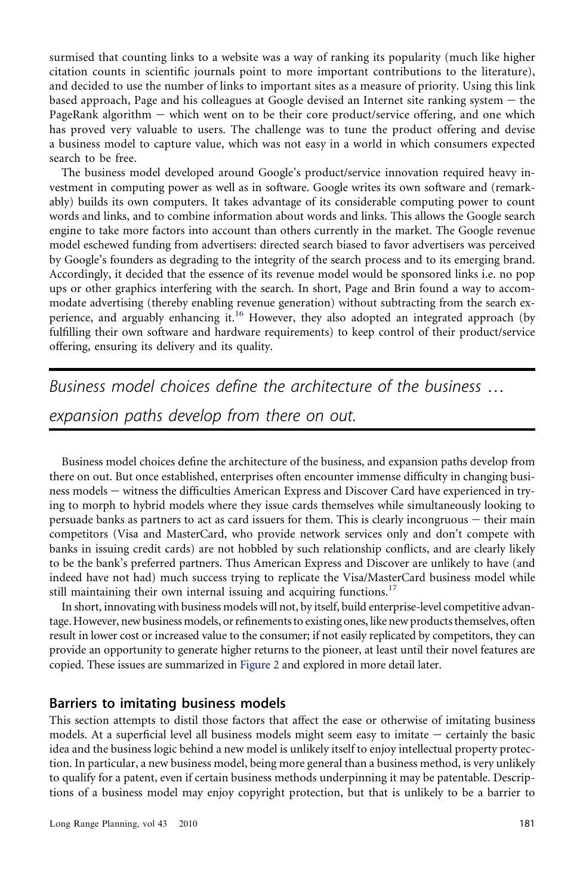surmised that counting links to a website was a way of ranking its popularity (much like higher citation counts in scientific journals point to more important contributions to the literature), and decided to use the number of links to important sites as a measure of priority. Using this link based approach, Page and his colleagues at Google devised an Internet site ranking system – the PageRank algorithm – which went on to be their core product/service offering, and one which has proved very valuable to users. The challenge was to tune the product offering and devise a business model to capture value, which was not easy in a world in which consumers expected search to be free.

The business model developed around Google's product/service innovation required heavy investment in computing power as well as in software. Google writes its own software and (remarkably) builds its own computers. It takes advantage of its considerable computing power to count words and links, and to combine information about words and links. This allows the Google search engine to take more factors into account than others currently in the market. The Google revenue model eschewed funding from advertisers: directed search biased to favor advertisers was perceived by Google's founders as degrading to the integrity of the search process and to its emerging brand. Accordingly, it decided that the essence of its revenue model would be sponsored links i.e. no pop ups or other graphics interfering with the search. In short, Page and Brin found a way to accommodate advertising (thereby enabling revenue generation) without subtracting from the search experience, and arguably enhancing it.[16] However, they also adopted an integrated approach (by fulfilling their own software and hardware requirements) to keep control of their product/service offering, ensuring its delivery and its quality.

*Business model choices define the architecture of the business … expansion paths develop from there on out.*

Business model choices define the architecture of the business, and expansion paths develop from there on out. But once established, enterprises often encounter immense difficulty in changing business models – witness the difficulties American Express and Discover Card have experienced in trying to morph to hybrid models where they issue cards themselves while simultaneously looking to persuade banks as partners to act as card issuers for them. This is clearly incongruous – their main competitors (Visa and MasterCard, who provide network services only and don't compete with banks in issuing credit cards) are not hobbled by such relationship conflicts, and are clearly likely to be the bank's preferred partners. Thus American Express and Discover are unlikely to have (and indeed have not had) much success trying to replicate the Visa/MasterCard business model while still maintaining their own internal issuing and acquiring functions.[17]

In short, innovating with business models will not, by itself, build enterprise-level competitive advantage. However, new business models, or refinements to existing ones, like new products themselves, often result in lower cost or increased value to the consumer; if not easily replicated by competitors, they can provide an opportunity to generate higher returns to the pioneer, at least until their novel features are copied. These issues are summarized in Figure 2 and explored in more detail later.

## Barriers to imitating business models

This section attempts to distil those factors that affect the ease or otherwise of imitating business models. At a superficial level all business models might seem easy to imitate – certainly the basic idea and the business logic behind a new model is unlikely itself to enjoy intellectual property protection. In particular, a new business model, being more general than a business method, is very unlikely to qualify for a patent, even if certain business methods underpinning it may be patentable. Descriptions of a business model may enjoy copyright protection, but that is unlikely to be a barrier to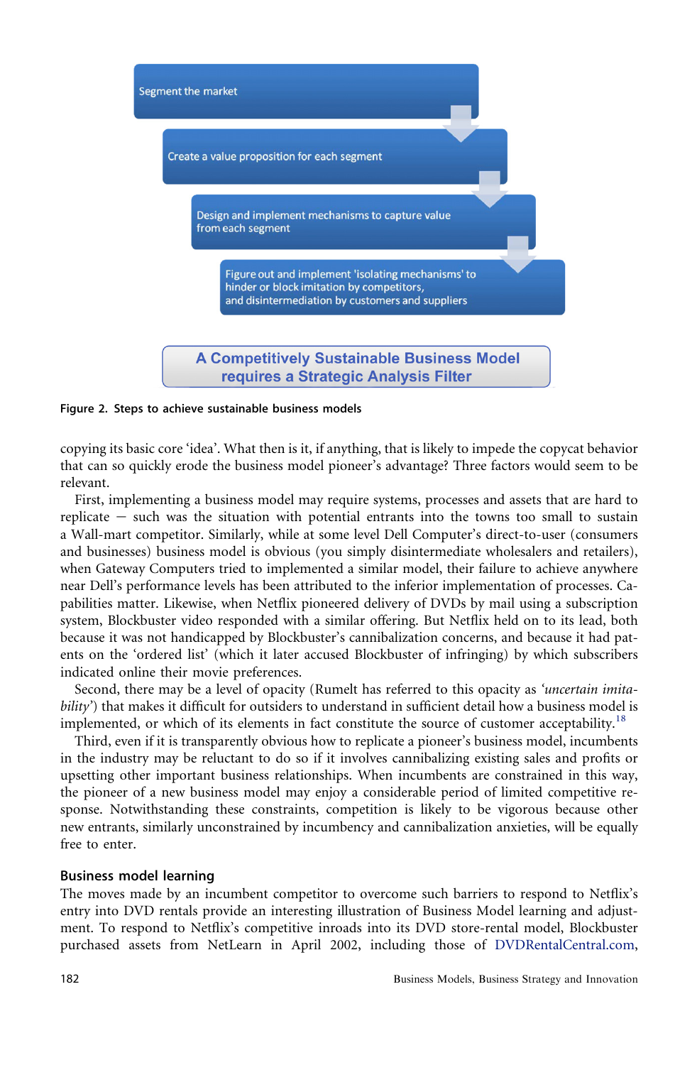Segment the market

Create a value proposition for each segment

Design and implement mechanisms to capture value from each segment

Figure out and implement 'isolating mechanisms' to hinder or block imitation by competitors, and disintermediation by customers and suppliers

A Competitively Sustainable Business Model requires a Strategic Analysis Filter

**Figure 2. Steps to achieve sustainable business models**

copying its basic core 'idea'. What then is it, if anything, that is likely to impede the copycat behavior that can so quickly erode the business model pioneer's advantage? Three factors would seem to be relevant.

First, implementing a business model may require systems, processes and assets that are hard to replicate — such was the situation with potential entrants into the towns too small to sustain a Wall-mart competitor. Similarly, while at some level Dell Computer's direct-to-user (consumers and businesses) business model is obvious (you simply disintermediate wholesalers and retailers), when Gateway Computers tried to implemented a similar model, their failure to achieve anywhere near Dell's performance levels has been attributed to the inferior implementation of processes. Capabilities matter. Likewise, when Netflix pioneered delivery of DVDs by mail using a subscription system, Blockbuster video responded with a similar offering. But Netflix held on to its lead, both because it was not handicapped by Blockbuster's cannibalization concerns, and because it had patents on the 'ordered list' (which it later accused Blockbuster of infringing) by which subscribers indicated online their movie preferences.

Second, there may be a level of opacity (Rumelt has referred to this opacity as '*uncertain imitability*') that makes it difficult for outsiders to understand in sufficient detail how a business model is implemented, or which of its elements in fact constitute the source of customer acceptability.[18]

Third, even if it is transparently obvious how to replicate a pioneer's business model, incumbents in the industry may be reluctant to do so if it involves cannibalizing existing sales and profits or upsetting other important business relationships. When incumbents are constrained in this way, the pioneer of a new business model may enjoy a considerable period of limited competitive response. Notwithstanding these constraints, competition is likely to be vigorous because other new entrants, similarly unconstrained by incumbency and cannibalization anxieties, will be equally free to enter.

## Business model learning

The moves made by an incumbent competitor to overcome such barriers to respond to Netflix's entry into DVD rentals provide an interesting illustration of Business Model learning and adjustment. To respond to Netflix's competitive inroads into its DVD store-rental model, Blockbuster purchased assets from NetLearn in April 2002, including those of DVDRentalCentral.com,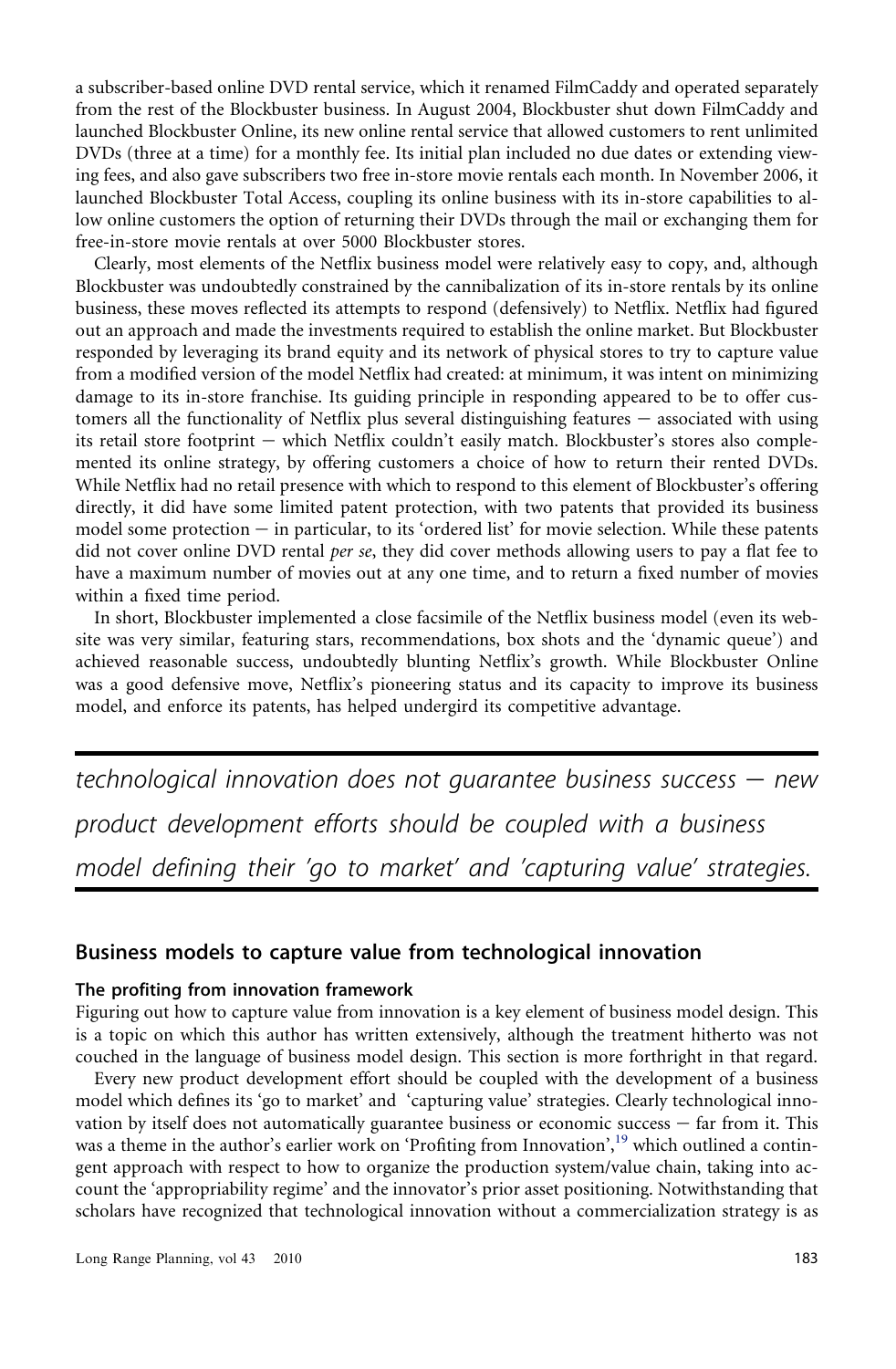a subscriber-based online DVD rental service, which it renamed FilmCaddy and operated separately from the rest of the Blockbuster business. In August 2004, Blockbuster shut down FilmCaddy and launched Blockbuster Online, its new online rental service that allowed customers to rent unlimited DVDs (three at a time) for a monthly fee. Its initial plan included no due dates or extending viewing fees, and also gave subscribers two free in-store movie rentals each month. In November 2006, it launched Blockbuster Total Access, coupling its online business with its in-store capabilities to allow online customers the option of returning their DVDs through the mail or exchanging them for free-in-store movie rentals at over 5000 Blockbuster stores.

Clearly, most elements of the Netflix business model were relatively easy to copy, and, although Blockbuster was undoubtedly constrained by the cannibalization of its in-store rentals by its online business, these moves reflected its attempts to respond (defensively) to Netflix. Netflix had figured out an approach and made the investments required to establish the online market. But Blockbuster responded by leveraging its brand equity and its network of physical stores to try to capture value from a modified version of the model Netflix had created: at minimum, it was intent on minimizing damage to its in-store franchise. Its guiding principle in responding appeared to be to offer customers all the functionality of Netflix plus several distinguishing features – associated with using its retail store footprint – which Netflix couldn't easily match. Blockbuster's stores also complemented its online strategy, by offering customers a choice of how to return their rented DVDs. While Netflix had no retail presence with which to respond to this element of Blockbuster's offering directly, it did have some limited patent protection, with two patents that provided its business model some protection – in particular, to its 'ordered list' for movie selection. While these patents did not cover online DVD rental *per se*, they did cover methods allowing users to pay a flat fee to have a maximum number of movies out at any one time, and to return a fixed number of movies within a fixed time period.

In short, Blockbuster implemented a close facsimile of the Netflix business model (even its website was very similar, featuring stars, recommendations, box shots and the 'dynamic queue') and achieved reasonable success, undoubtedly blunting Netflix's growth. While Blockbuster Online was a good defensive move, Netflix's pioneering status and its capacity to improve its business model, and enforce its patents, has helped undergird its competitive advantage.

*technological innovation does not guarantee business success – new product development efforts should be coupled with a business model defining their 'go to market' and 'capturing value' strategies.*

## Business models to capture value from technological innovation

### The profiting from innovation framework

Figuring out how to capture value from innovation is a key element of business model design. This is a topic on which this author has written extensively, although the treatment hitherto was not couched in the language of business model design. This section is more forthright in that regard.

Every new product development effort should be coupled with the development of a business model which defines its 'go to market' and 'capturing value' strategies. Clearly technological innovation by itself does not automatically guarantee business or economic success – far from it. This was a theme in the author's earlier work on 'Profiting from Innovation',[19] which outlined a contingent approach with respect to how to organize the production system/value chain, taking into account the 'appropriability regime' and the innovator's prior asset positioning. Notwithstanding that scholars have recognized that technological innovation without a commercialization strategy is as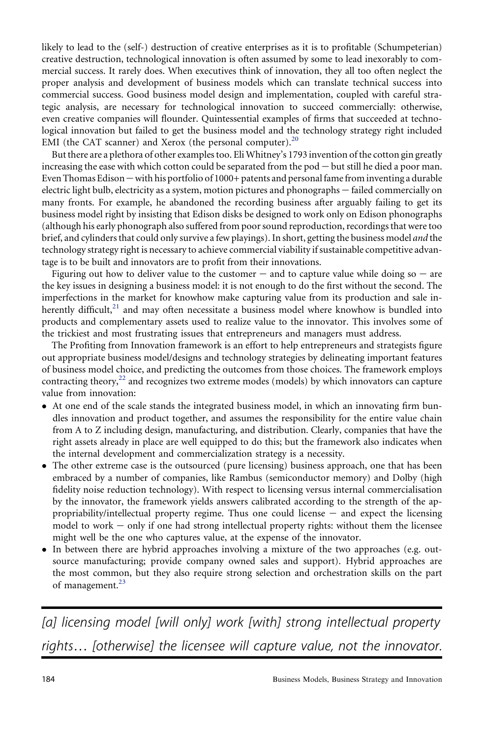likely to lead to the (self-) destruction of creative enterprises as it is to profitable (Schumpeterian) creative destruction, technological innovation is often assumed by some to lead inexorably to commercial success. It rarely does. When executives think of innovation, they all too often neglect the proper analysis and development of business models which can translate technical success into commercial success. Good business model design and implementation, coupled with careful strategic analysis, are necessary for technological innovation to succeed commercially: otherwise, even creative companies will flounder. Quintessential examples of firms that succeeded at technological innovation but failed to get the business model and the technology strategy right included EMI (the CAT scanner) and Xerox (the personal computer).[20]

But there are a plethora of other examples too. Eli Whitney's 1793 invention of the cotton gin greatly increasing the ease with which cotton could be separated from the pod – but still he died a poor man. Even Thomas Edison – with his portfolio of 1000+ patents and personal fame from inventing a durable electric light bulb, electricity as a system, motion pictures and phonographs – failed commercially on many fronts. For example, he abandoned the recording business after arguably failing to get its business model right by insisting that Edison disks be designed to work only on Edison phonographs (although his early phonograph also suffered from poor sound reproduction, recordings that were too brief, and cylinders that could only survive a few playings). In short, getting the business model *and* the technology strategy right is necessary to achieve commercial viability if sustainable competitive advantage is to be built and innovators are to profit from their innovations.

Figuring out how to deliver value to the customer – and to capture value while doing so – are the key issues in designing a business model: it is not enough to do the first without the second. The imperfections in the market for knowhow make capturing value from its production and sale inherently difficult,[21] and may often necessitate a business model where knowhow is bundled into products and complementary assets used to realize value to the innovator. This involves some of the trickiest and most frustrating issues that entrepreneurs and managers must address.

The Profiting from Innovation framework is an effort to help entrepreneurs and strategists figure out appropriate business model/designs and technology strategies by delineating important features of business model choice, and predicting the outcomes from those choices. The framework employs contracting theory,[22] and recognizes two extreme modes (models) by which innovators can capture value from innovation:

- At one end of the scale stands the integrated business model, in which an innovating firm bundles innovation and product together, and assumes the responsibility for the entire value chain from A to Z including design, manufacturing, and distribution. Clearly, companies that have the right assets already in place are well equipped to do this; but the framework also indicates when the internal development and commercialization strategy is a necessity.
- The other extreme case is the outsourced (pure licensing) business approach, one that has been embraced by a number of companies, like Rambus (semiconductor memory) and Dolby (high fidelity noise reduction technology). With respect to licensing versus internal commercialisation by the innovator, the framework yields answers calibrated according to the strength of the appropriability/intellectual property regime. Thus one could license – and expect the licensing model to work – only if one had strong intellectual property rights: without them the licensee might well be the one who captures value, at the expense of the innovator.
- In between there are hybrid approaches involving a mixture of the two approaches (e.g. outsource manufacturing; provide company owned sales and support). Hybrid approaches are the most common, but they also require strong selection and orchestration skills on the part of management.[23]

*[a] licensing model [will only] work [with] strong intellectual property rights… [otherwise] the licensee will capture value, not the innovator.*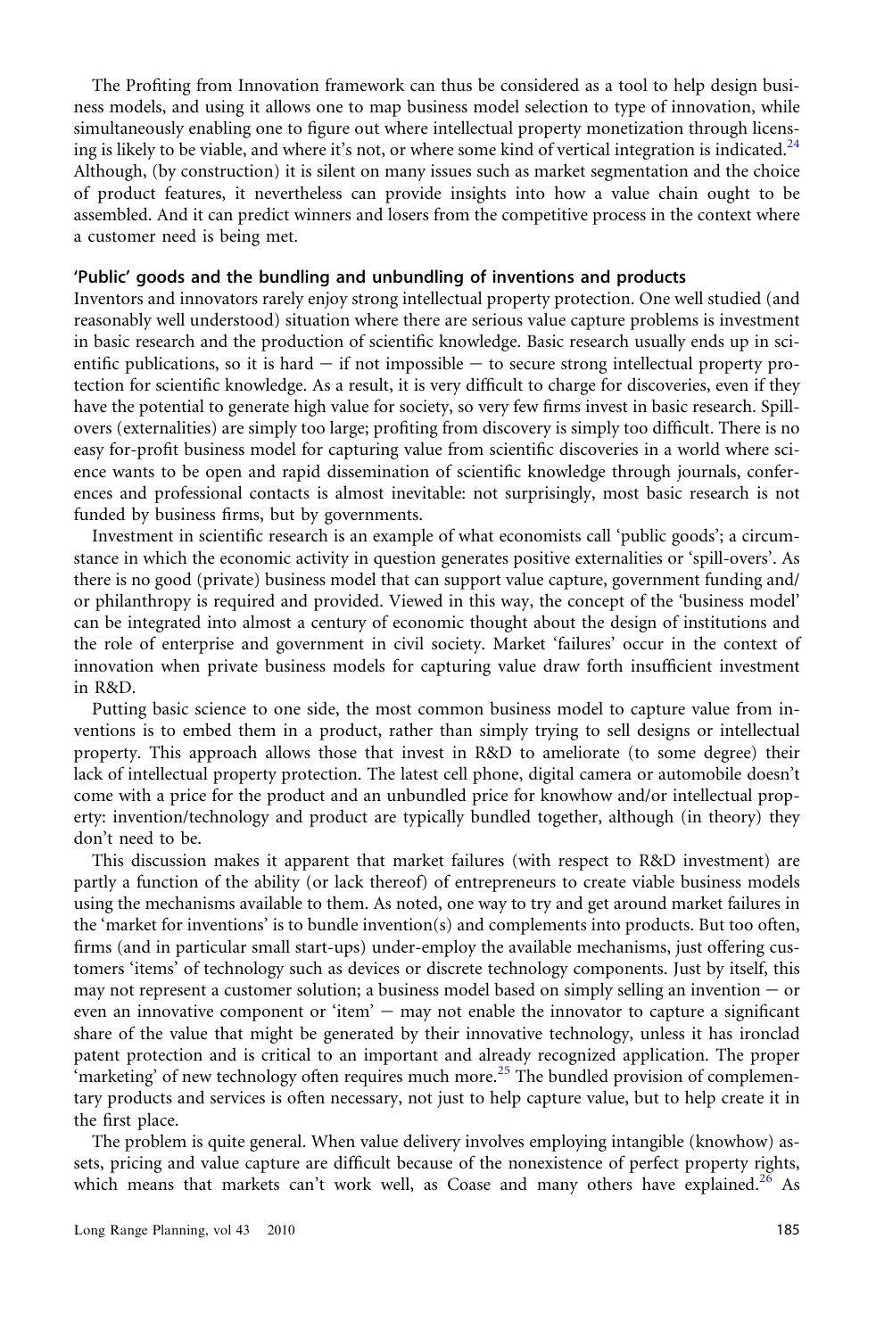The Profiting from Innovation framework can thus be considered as a tool to help design business models, and using it allows one to map business model selection to type of innovation, while simultaneously enabling one to figure out where intellectual property monetization through licensing is likely to be viable, and where it's not, or where some kind of vertical integration is indicated.[24] Although, (by construction) it is silent on many issues such as market segmentation and the choice of product features, it nevertheless can provide insights into how a value chain ought to be assembled. And it can predict winners and losers from the competitive process in the context where a customer need is being met.

### 'Public' goods and the bundling and unbundling of inventions and products

Inventors and innovators rarely enjoy strong intellectual property protection. One well studied (and reasonably well understood) situation where there are serious value capture problems is investment in basic research and the production of scientific knowledge. Basic research usually ends up in scientific publications, so it is hard – if not impossible – to secure strong intellectual property protection for scientific knowledge. As a result, it is very difficult to charge for discoveries, even if they have the potential to generate high value for society, so very few firms invest in basic research. Spillovers (externalities) are simply too large; profiting from discovery is simply too difficult. There is no easy for-profit business model for capturing value from scientific discoveries in a world where science wants to be open and rapid dissemination of scientific knowledge through journals, conferences and professional contacts is almost inevitable: not surprisingly, most basic research is not funded by business firms, but by governments.

Investment in scientific research is an example of what economists call 'public goods'; a circumstance in which the economic activity in question generates positive externalities or 'spill-overs'. As there is no good (private) business model that can support value capture, government funding and/or philanthropy is required and provided. Viewed in this way, the concept of the 'business model' can be integrated into almost a century of economic thought about the design of institutions and the role of enterprise and government in civil society. Market 'failures' occur in the context of innovation when private business models for capturing value draw forth insufficient investment in R&D.

Putting basic science to one side, the most common business model to capture value from inventions is to embed them in a product, rather than simply trying to sell designs or intellectual property. This approach allows those that invest in R&D to ameliorate (to some degree) their lack of intellectual property protection. The latest cell phone, digital camera or automobile doesn't come with a price for the product and an unbundled price for knowhow and/or intellectual property: invention/technology and product are typically bundled together, although (in theory) they don't need to be.

This discussion makes it apparent that market failures (with respect to R&D investment) are partly a function of the ability (or lack thereof) of entrepreneurs to create viable business models using the mechanisms available to them. As noted, one way to try and get around market failures in the 'market for inventions' is to bundle invention(s) and complements into products. But too often, firms (and in particular small start-ups) under-employ the available mechanisms, just offering customers 'items' of technology such as devices or discrete technology components. Just by itself, this may not represent a customer solution; a business model based on simply selling an invention – or even an innovative component or 'item' – may not enable the innovator to capture a significant share of the value that might be generated by their innovative technology, unless it has ironclad patent protection and is critical to an important and already recognized application. The proper 'marketing' of new technology often requires much more.[25] The bundled provision of complementary products and services is often necessary, not just to help capture value, but to help create it in the first place.

The problem is quite general. When value delivery involves employing intangible (knowhow) assets, pricing and value capture are difficult because of the nonexistence of perfect property rights, which means that markets can't work well, as Coase and many others have explained.[26] As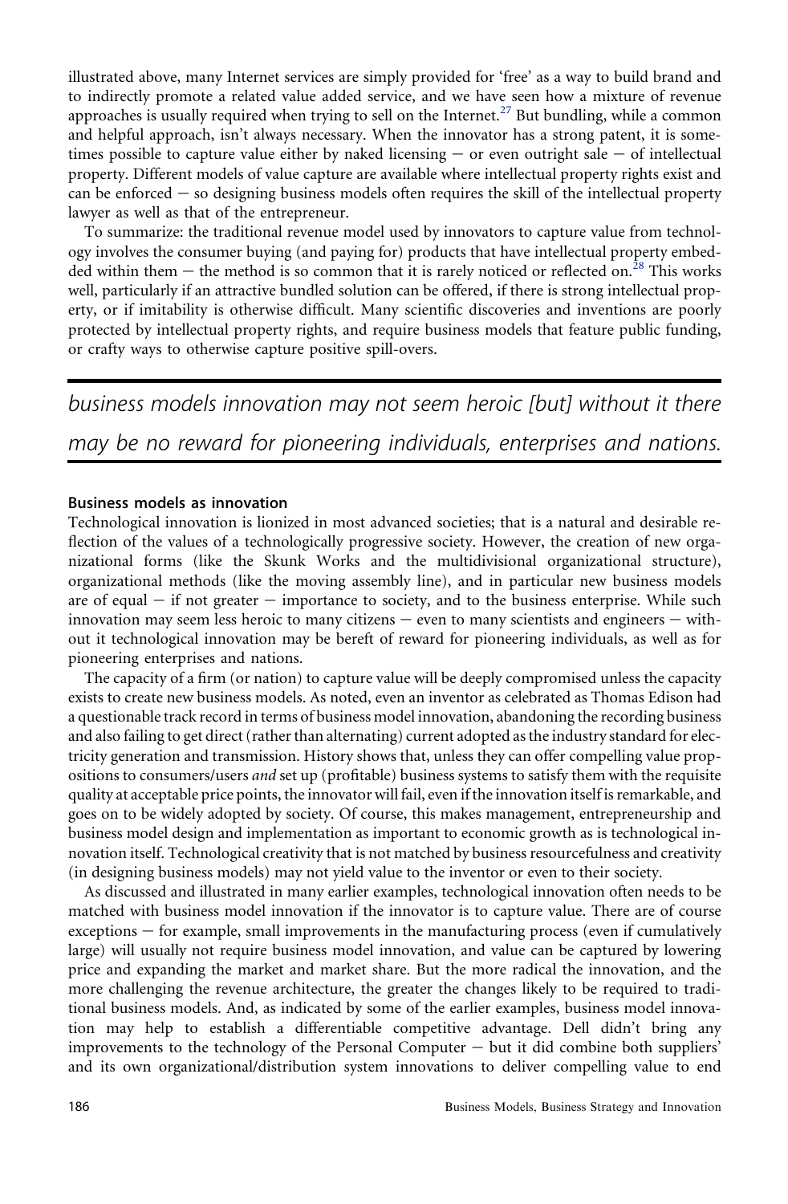illustrated above, many Internet services are simply provided for 'free' as a way to build brand and to indirectly promote a related value added service, and we have seen how a mixture of revenue approaches is usually required when trying to sell on the Internet.[27] But bundling, while a common and helpful approach, isn't always necessary. When the innovator has a strong patent, it is sometimes possible to capture value either by naked licensing – or even outright sale – of intellectual property. Different models of value capture are available where intellectual property rights exist and can be enforced – so designing business models often requires the skill of the intellectual property lawyer as well as that of the entrepreneur.

To summarize: the traditional revenue model used by innovators to capture value from technology involves the consumer buying (and paying for) products that have intellectual property embedded within them – the method is so common that it is rarely noticed or reflected on.[28] This works well, particularly if an attractive bundled solution can be offered, if there is strong intellectual property, or if imitability is otherwise difficult. Many scientific discoveries and inventions are poorly protected by intellectual property rights, and require business models that feature public funding, or crafty ways to otherwise capture positive spill-overs.

*business models innovation may not seem heroic [but] without it there may be no reward for pioneering individuals, enterprises and nations.*

### Business models as innovation

Technological innovation is lionized in most advanced societies; that is a natural and desirable reflection of the values of a technologically progressive society. However, the creation of new organizational forms (like the Skunk Works and the multidivisional organizational structure), organizational methods (like the moving assembly line), and in particular new business models are of equal – if not greater – importance to society, and to the business enterprise. While such innovation may seem less heroic to many citizens – even to many scientists and engineers – without it technological innovation may be bereft of reward for pioneering individuals, as well as for pioneering enterprises and nations.

The capacity of a firm (or nation) to capture value will be deeply compromised unless the capacity exists to create new business models. As noted, even an inventor as celebrated as Thomas Edison had a questionable track record in terms of business model innovation, abandoning the recording business and also failing to get direct (rather than alternating) current adopted as the industry standard for electricity generation and transmission. History shows that, unless they can offer compelling value propositions to consumers/users *and* set up (profitable) business systems to satisfy them with the requisite quality at acceptable price points, the innovator will fail, even if the innovation itself is remarkable, and goes on to be widely adopted by society. Of course, this makes management, entrepreneurship and business model design and implementation as important to economic growth as is technological innovation itself. Technological creativity that is not matched by business resourcefulness and creativity (in designing business models) may not yield value to the inventor or even to their society.

As discussed and illustrated in many earlier examples, technological innovation often needs to be matched with business model innovation if the innovator is to capture value. There are of course exceptions – for example, small improvements in the manufacturing process (even if cumulatively large) will usually not require business model innovation, and value can be captured by lowering price and expanding the market and market share. But the more radical the innovation, and the more challenging the revenue architecture, the greater the changes likely to be required to traditional business models. And, as indicated by some of the earlier examples, business model innovation may help to establish a differentiable competitive advantage. Dell didn't bring any improvements to the technology of the Personal Computer – but it did combine both suppliers' and its own organizational/distribution system innovations to deliver compelling value to end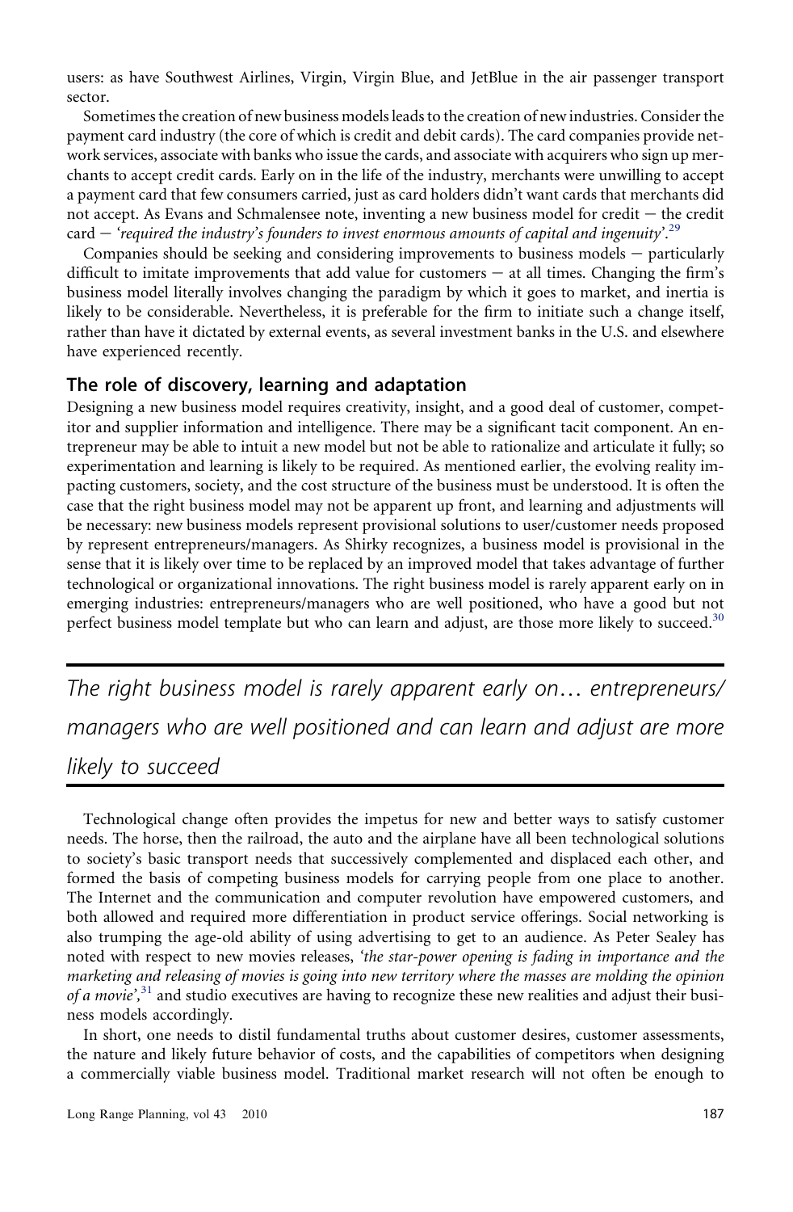users: as have Southwest Airlines, Virgin, Virgin Blue, and JetBlue in the air passenger transport sector.

Sometimes the creation of new business models leads to the creation of new industries. Consider the payment card industry (the core of which is credit and debit cards). The card companies provide network services, associate with banks who issue the cards, and associate with acquirers who sign up merchants to accept credit cards. Early on in the life of the industry, merchants were unwilling to accept a payment card that few consumers carried, just as card holders didn't want cards that merchants did not accept. As Evans and Schmalensee note, inventing a new business model for credit – the credit card – '*required the industry's founders to invest enormous amounts of capital and ingenuity*'.[29]

Companies should be seeking and considering improvements to business models – particularly difficult to imitate improvements that add value for customers – at all times. Changing the firm's business model literally involves changing the paradigm by which it goes to market, and inertia is likely to be considerable. Nevertheless, it is preferable for the firm to initiate such a change itself, rather than have it dictated by external events, as several investment banks in the U.S. and elsewhere have experienced recently.

## The role of discovery, learning and adaptation

Designing a new business model requires creativity, insight, and a good deal of customer, competitor and supplier information and intelligence. There may be a significant tacit component. An entrepreneur may be able to intuit a new model but not be able to rationalize and articulate it fully; so experimentation and learning is likely to be required. As mentioned earlier, the evolving reality impacting customers, society, and the cost structure of the business must be understood. It is often the case that the right business model may not be apparent up front, and learning and adjustments will be necessary: new business models represent provisional solutions to user/customer needs proposed by represent entrepreneurs/managers. As Shirky recognizes, a business model is provisional in the sense that it is likely over time to be replaced by an improved model that takes advantage of further technological or organizational innovations. The right business model is rarely apparent early on in emerging industries: entrepreneurs/managers who are well positioned, who have a good but not perfect business model template but who can learn and adjust, are those more likely to succeed.[30]

---

*The right business model is rarely apparent early on… entrepreneurs/ managers who are well positioned and can learn and adjust are more likely to succeed*

---

Technological change often provides the impetus for new and better ways to satisfy customer needs. The horse, then the railroad, the auto and the airplane have all been technological solutions to society's basic transport needs that successively complemented and displaced each other, and formed the basis of competing business models for carrying people from one place to another. The Internet and the communication and computer revolution have empowered customers, and both allowed and required more differentiation in product service offerings. Social networking is also trumping the age-old ability of using advertising to get to an audience. As Peter Sealey has noted with respect to new movies releases, '*the star-power opening is fading in importance and the marketing and releasing of movies is going into new territory where the masses are molding the opinion of a movie*',[31] and studio executives are having to recognize these new realities and adjust their business models accordingly.

In short, one needs to distil fundamental truths about customer desires, customer assessments, the nature and likely future behavior of costs, and the capabilities of competitors when designing a commercially viable business model. Traditional market research will not often be enough to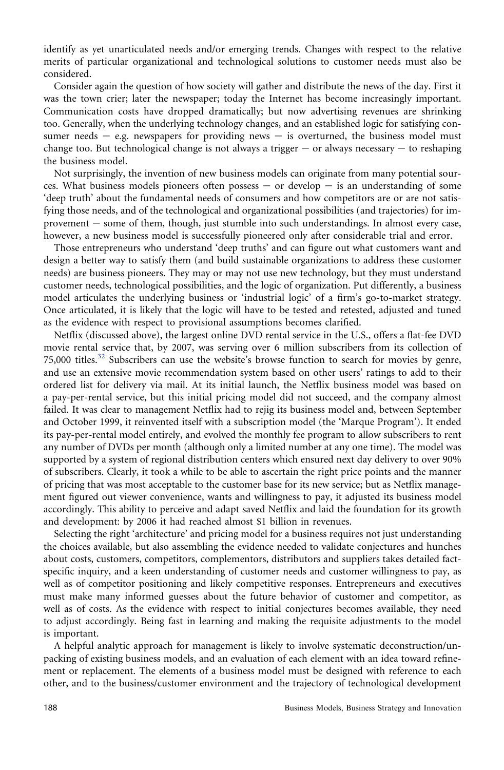identify as yet unarticulated needs and/or emerging trends. Changes with respect to the relative merits of particular organizational and technological solutions to customer needs must also be considered.

Consider again the question of how society will gather and distribute the news of the day. First it was the town crier; later the newspaper; today the Internet has become increasingly important. Communication costs have dropped dramatically; but now advertising revenues are shrinking too. Generally, when the underlying technology changes, and an established logic for satisfying consumer needs – e.g. newspapers for providing news – is overturned, the business model must change too. But technological change is not always a trigger – or always necessary – to reshaping the business model.

Not surprisingly, the invention of new business models can originate from many potential sources. What business models pioneers often possess – or develop – is an understanding of some 'deep truth' about the fundamental needs of consumers and how competitors are or are not satisfying those needs, and of the technological and organizational possibilities (and trajectories) for improvement – some of them, though, just stumble into such understandings. In almost every case, however, a new business model is successfully pioneered only after considerable trial and error.

Those entrepreneurs who understand 'deep truths' and can figure out what customers want and design a better way to satisfy them (and build sustainable organizations to address these customer needs) are business pioneers. They may or may not use new technology, but they must understand customer needs, technological possibilities, and the logic of organization. Put differently, a business model articulates the underlying business or 'industrial logic' of a firm's go-to-market strategy. Once articulated, it is likely that the logic will have to be tested and retested, adjusted and tuned as the evidence with respect to provisional assumptions becomes clarified.

Netflix (discussed above), the largest online DVD rental service in the U.S., offers a flat-fee DVD movie rental service that, by 2007, was serving over 6 million subscribers from its collection of 75,000 titles.[32] Subscribers can use the website's browse function to search for movies by genre, and use an extensive movie recommendation system based on other users' ratings to add to their ordered list for delivery via mail. At its initial launch, the Netflix business model was based on a pay-per-rental service, but this initial pricing model did not succeed, and the company almost failed. It was clear to management Netflix had to rejig its business model and, between September and October 1999, it reinvented itself with a subscription model (the 'Marque Program'). It ended its pay-per-rental model entirely, and evolved the monthly fee program to allow subscribers to rent any number of DVDs per month (although only a limited number at any one time). The model was supported by a system of regional distribution centers which ensured next day delivery to over 90% of subscribers. Clearly, it took a while to be able to ascertain the right price points and the manner of pricing that was most acceptable to the customer base for its new service; but as Netflix management figured out viewer convenience, wants and willingness to pay, it adjusted its business model accordingly. This ability to perceive and adapt saved Netflix and laid the foundation for its growth and development: by 2006 it had reached almost $1 billion in revenues.

Selecting the right 'architecture' and pricing model for a business requires not just understanding the choices available, but also assembling the evidence needed to validate conjectures and hunches about costs, customers, competitors, complementors, distributors and suppliers takes detailed fact-specific inquiry, and a keen understanding of customer needs and customer willingness to pay, as well as of competitor positioning and likely competitive responses. Entrepreneurs and executives must make many informed guesses about the future behavior of customer and competitor, as well as of costs. As the evidence with respect to initial conjectures becomes available, they need to adjust accordingly. Being fast in learning and making the requisite adjustments to the model is important.

A helpful analytic approach for management is likely to involve systematic deconstruction/unpacking of existing business models, and an evaluation of each element with an idea toward refinement or replacement. The elements of a business model must be designed with reference to each other, and to the business/customer environment and the trajectory of technological development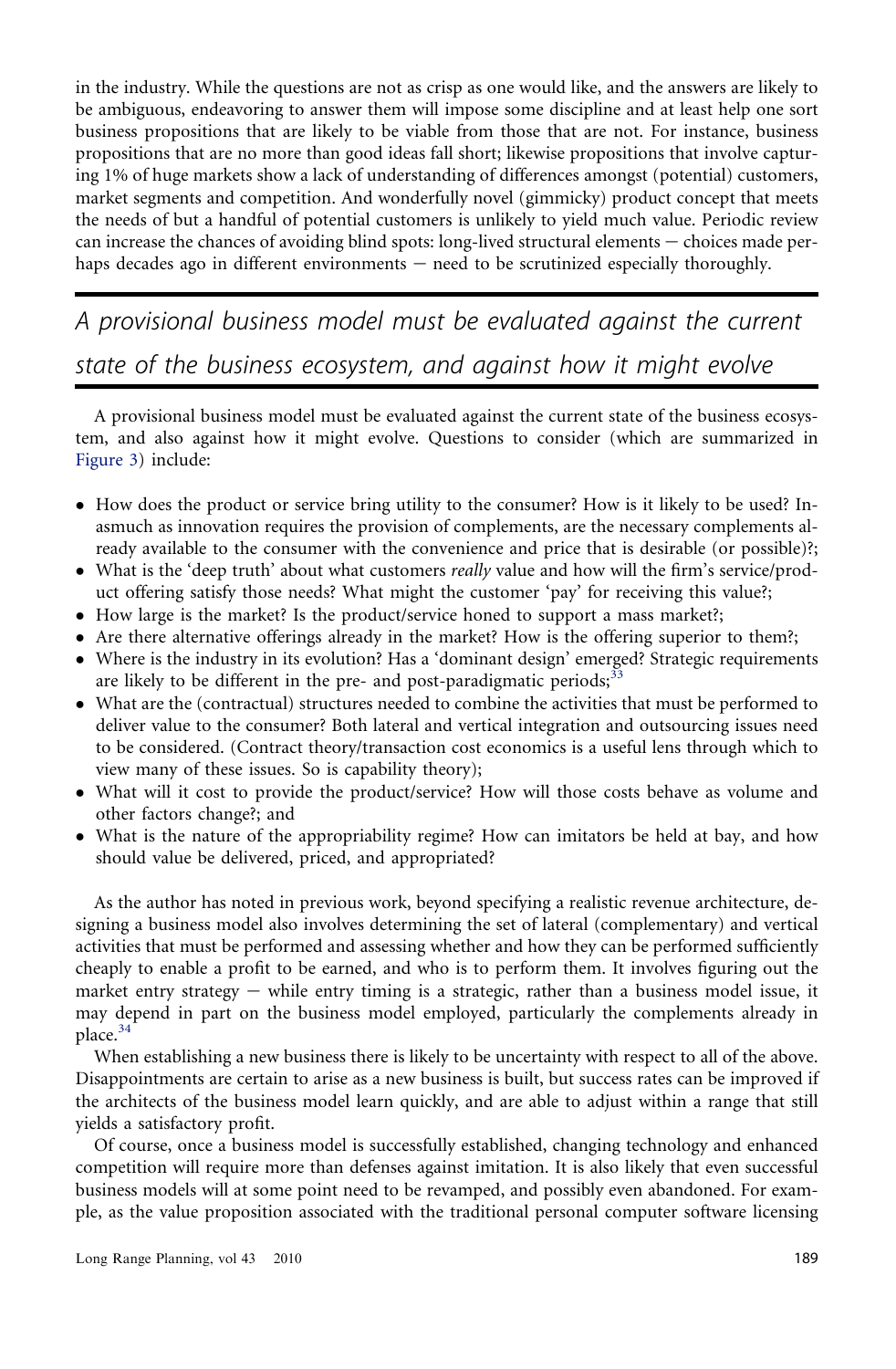in the industry. While the questions are not as crisp as one would like, and the answers are likely to be ambiguous, endeavoring to answer them will impose some discipline and at least help one sort business propositions that are likely to be viable from those that are not. For instance, business propositions that are no more than good ideas fall short; likewise propositions that involve capturing 1% of huge markets show a lack of understanding of differences amongst (potential) customers, market segments and competition. And wonderfully novel (gimmicky) product concept that meets the needs of but a handful of potential customers is unlikely to yield much value. Periodic review can increase the chances of avoiding blind spots: long-lived structural elements — choices made perhaps decades ago in different environments — need to be scrutinized especially thoroughly.

## *A provisional business model must be evaluated against the current state of the business ecosystem, and against how it might evolve*

A provisional business model must be evaluated against the current state of the business ecosystem, and also against how it might evolve. Questions to consider (which are summarized in Figure 3) include:

- How does the product or service bring utility to the consumer? How is it likely to be used? Inasmuch as innovation requires the provision of complements, are the necessary complements already available to the consumer with the convenience and price that is desirable (or possible)?;
- What is the 'deep truth' about what customers *really* value and how will the firm's service/product offering satisfy those needs? What might the customer 'pay' for receiving this value?;
- How large is the market? Is the product/service honed to support a mass market?;
- Are there alternative offerings already in the market? How is the offering superior to them?;
- Where is the industry in its evolution? Has a 'dominant design' emerged? Strategic requirements are likely to be different in the pre- and post-paradigmatic periods;[33]
- What are the (contractual) structures needed to combine the activities that must be performed to deliver value to the consumer? Both lateral and vertical integration and outsourcing issues need to be considered. (Contract theory/transaction cost economics is a useful lens through which to view many of these issues. So is capability theory);
- What will it cost to provide the product/service? How will those costs behave as volume and other factors change?; and
- What is the nature of the appropriability regime? How can imitators be held at bay, and how should value be delivered, priced, and appropriated?

As the author has noted in previous work, beyond specifying a realistic revenue architecture, designing a business model also involves determining the set of lateral (complementary) and vertical activities that must be performed and assessing whether and how they can be performed sufficiently cheaply to enable a profit to be earned, and who is to perform them. It involves figuring out the market entry strategy — while entry timing is a strategic, rather than a business model issue, it may depend in part on the business model employed, particularly the complements already in place.[34]

When establishing a new business there is likely to be uncertainty with respect to all of the above. Disappointments are certain to arise as a new business is built, but success rates can be improved if the architects of the business model learn quickly, and are able to adjust within a range that still yields a satisfactory profit.

Of course, once a business model is successfully established, changing technology and enhanced competition will require more than defenses against imitation. It is also likely that even successful business models will at some point need to be revamped, and possibly even abandoned. For example, as the value proposition associated with the traditional personal computer software licensing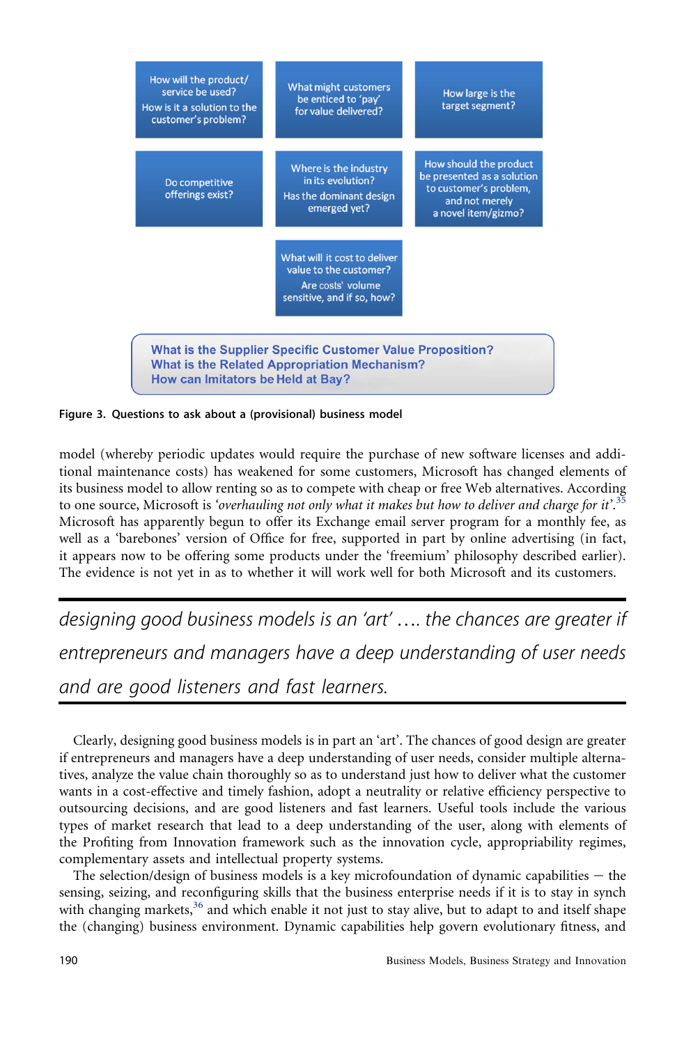How will the product/ service be used? How is it a solution to the customer's problem?

What might customers be enticed to 'pay' for value delivered?

How large is the target segment?

Do competitive offerings exist?

Where is the industry in its evolution? Has the dominant design emerged yet?

How should the product be presented as a solution to customer's problem, and not merely a novel item/gizmo?

What will it cost to deliver value to the customer? Are costs' volume sensitive, and if so, how?

**What is the Supplier Specific Customer Value Proposition?**
**What is the Related Appropriation Mechanism?**
**How can Imitators be Held at Bay?**

**Figure 3. Questions to ask about a (provisional) business model**

model (whereby periodic updates would require the purchase of new software licenses and additional maintenance costs) has weakened for some customers, Microsoft has changed elements of its business model to allow renting so as to compete with cheap or free Web alternatives. According to one source, Microsoft is *'overhauling not only what it makes but how to deliver and charge for it'*.[35] Microsoft has apparently begun to offer its Exchange email server program for a monthly fee, as well as a 'barebones' version of Office for free, supported in part by online advertising (in fact, it appears now to be offering some products under the 'freemium' philosophy described earlier). The evidence is not yet in as to whether it will work well for both Microsoft and its customers.

*designing good business models is an 'art' …. the chances are greater if entrepreneurs and managers have a deep understanding of user needs and are good listeners and fast learners.*

Clearly, designing good business models is in part an 'art'. The chances of good design are greater if entrepreneurs and managers have a deep understanding of user needs, consider multiple alternatives, analyze the value chain thoroughly so as to understand just how to deliver what the customer wants in a cost-effective and timely fashion, adopt a neutrality or relative efficiency perspective to outsourcing decisions, and are good listeners and fast learners. Useful tools include the various types of market research that lead to a deep understanding of the user, along with elements of the Profiting from Innovation framework such as the innovation cycle, appropriability regimes, complementary assets and intellectual property systems.

The selection/design of business models is a key microfoundation of dynamic capabilities — the sensing, seizing, and reconfiguring skills that the business enterprise needs if it is to stay in synch with changing markets,[36] and which enable it not just to stay alive, but to adapt to and itself shape the (changing) business environment. Dynamic capabilities help govern evolutionary fitness, and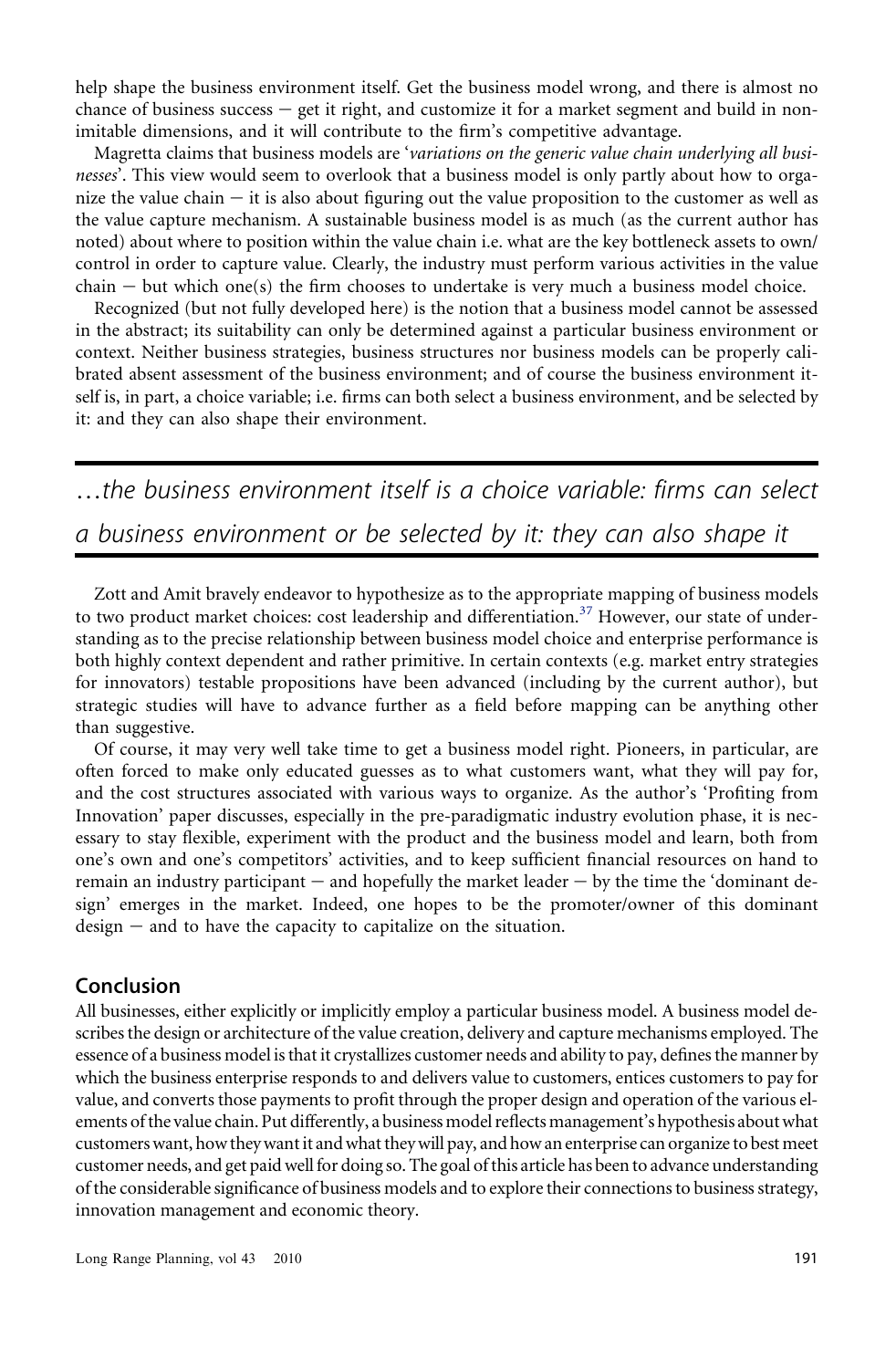help shape the business environment itself. Get the business model wrong, and there is almost no chance of business success – get it right, and customize it for a market segment and build in non-imitable dimensions, and it will contribute to the firm's competitive advantage.

Magretta claims that business models are '*variations on the generic value chain underlying all businesses*'. This view would seem to overlook that a business model is only partly about how to organize the value chain – it is also about figuring out the value proposition to the customer as well as the value capture mechanism. A sustainable business model is as much (as the current author has noted) about where to position within the value chain i.e. what are the key bottleneck assets to own/control in order to capture value. Clearly, the industry must perform various activities in the value chain – but which one(s) the firm chooses to undertake is very much a business model choice.

Recognized (but not fully developed here) is the notion that a business model cannot be assessed in the abstract; its suitability can only be determined against a particular business environment or context. Neither business strategies, business structures nor business models can be properly calibrated absent assessment of the business environment; and of course the business environment itself is, in part, a choice variable; i.e. firms can both select a business environment, and be selected by it: and they can also shape their environment.

> *…the business environment itself is a choice variable: firms can select a business environment or be selected by it: they can also shape it*

Zott and Amit bravely endeavor to hypothesize as to the appropriate mapping of business models to two product market choices: cost leadership and differentiation.[37] However, our state of understanding as to the precise relationship between business model choice and enterprise performance is both highly context dependent and rather primitive. In certain contexts (e.g. market entry strategies for innovators) testable propositions have been advanced (including by the current author), but strategic studies will have to advance further as a field before mapping can be anything other than suggestive.

Of course, it may very well take time to get a business model right. Pioneers, in particular, are often forced to make only educated guesses as to what customers want, what they will pay for, and the cost structures associated with various ways to organize. As the author's 'Profiting from Innovation' paper discusses, especially in the pre-paradigmatic industry evolution phase, it is necessary to stay flexible, experiment with the product and the business model and learn, both from one's own and one's competitors' activities, and to keep sufficient financial resources on hand to remain an industry participant – and hopefully the market leader – by the time the 'dominant design' emerges in the market. Indeed, one hopes to be the promoter/owner of this dominant design – and to have the capacity to capitalize on the situation.

## Conclusion

All businesses, either explicitly or implicitly employ a particular business model. A business model describes the design or architecture of the value creation, delivery and capture mechanisms employed. The essence of a business model is that it crystallizes customer needs and ability to pay, defines the manner by which the business enterprise responds to and delivers value to customers, entices customers to pay for value, and converts those payments to profit through the proper design and operation of the various elements of the value chain. Put differently, a business model reflects management's hypothesis about what customers want, how they want it and what they will pay, and how an enterprise can organize to best meet customer needs, and get paid well for doing so. The goal of this article has been to advance understanding of the considerable significance of business models and to explore their connections to business strategy, innovation management and economic theory.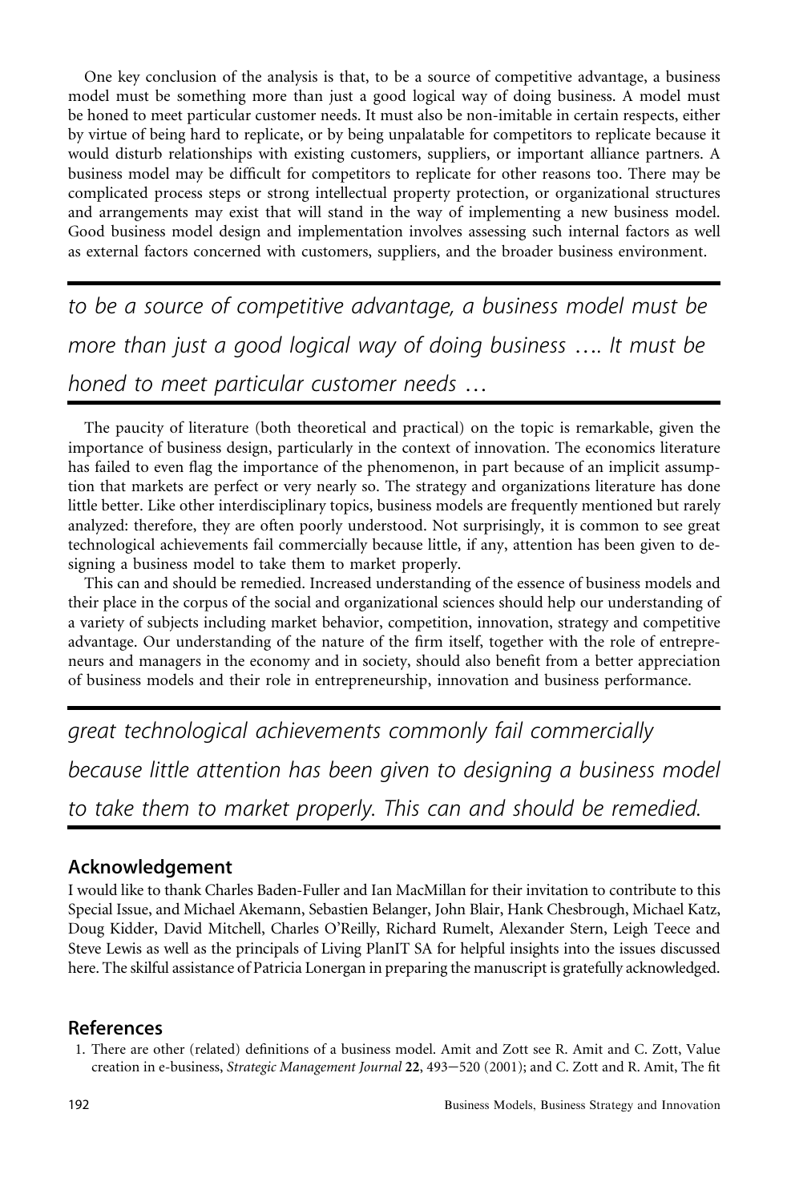One key conclusion of the analysis is that, to be a source of competitive advantage, a business model must be something more than just a good logical way of doing business. A model must be honed to meet particular customer needs. It must also be non-imitable in certain respects, either by virtue of being hard to replicate, or by being unpalatable for competitors to replicate because it would disturb relationships with existing customers, suppliers, or important alliance partners. A business model may be difficult for competitors to replicate for other reasons too. There may be complicated process steps or strong intellectual property protection, or organizational structures and arrangements may exist that will stand in the way of implementing a new business model. Good business model design and implementation involves assessing such internal factors as well as external factors concerned with customers, suppliers, and the broader business environment.

> *to be a source of competitive advantage, a business model must be more than just a good logical way of doing business …. It must be honed to meet particular customer needs …*

The paucity of literature (both theoretical and practical) on the topic is remarkable, given the importance of business design, particularly in the context of innovation. The economics literature has failed to even flag the importance of the phenomenon, in part because of an implicit assumption that markets are perfect or very nearly so. The strategy and organizations literature has done little better. Like other interdisciplinary topics, business models are frequently mentioned but rarely analyzed: therefore, they are often poorly understood. Not surprisingly, it is common to see great technological achievements fail commercially because little, if any, attention has been given to designing a business model to take them to market properly.

This can and should be remedied. Increased understanding of the essence of business models and their place in the corpus of the social and organizational sciences should help our understanding of a variety of subjects including market behavior, competition, innovation, strategy and competitive advantage. Our understanding of the nature of the firm itself, together with the role of entrepreneurs and managers in the economy and in society, should also benefit from a better appreciation of business models and their role in entrepreneurship, innovation and business performance.

> *great technological achievements commonly fail commercially because little attention has been given to designing a business model to take them to market properly. This can and should be remedied.*

## Acknowledgement

I would like to thank Charles Baden-Fuller and Ian MacMillan for their invitation to contribute to this Special Issue, and Michael Akemann, Sebastien Belanger, John Blair, Hank Chesbrough, Michael Katz, Doug Kidder, David Mitchell, Charles O'Reilly, Richard Rumelt, Alexander Stern, Leigh Teece and Steve Lewis as well as the principals of Living PlanIT SA for helpful insights into the issues discussed here. The skilful assistance of Patricia Lonergan in preparing the manuscript is gratefully acknowledged.

## References

1. There are other (related) definitions of a business model. Amit and Zott see R. Amit and C. Zott, Value creation in e-business, *Strategic Management Journal* **22**, 493–520 (2001); and C. Zott and R. Amit, The fit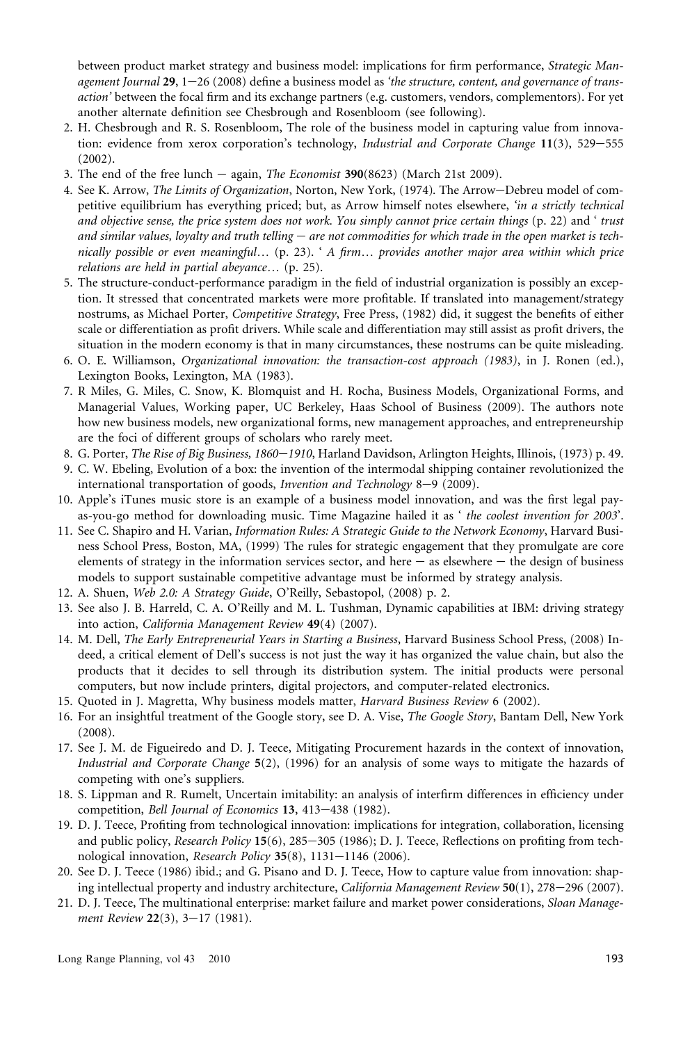between product market strategy and business model: implications for firm performance, *Strategic Management Journal* **29**, 1–26 (2008) define a business model as *'the structure, content, and governance of transaction'* between the focal firm and its exchange partners (e.g. customers, vendors, complementors). For yet another alternate definition see Chesbrough and Rosenbloom (see following).

2. H. Chesbrough and R. S. Rosenbloom, The role of the business model in capturing value from innovation: evidence from xerox corporation's technology, *Industrial and Corporate Change* **11**(3), 529–555 (2002).
3. The end of the free lunch – again, *The Economist* **390**(8623) (March 21st 2009).
4. See K. Arrow, *The Limits of Organization*, Norton, New York, (1974). The Arrow–Debreu model of competitive equilibrium has everything priced; but, as Arrow himself notes elsewhere, *'in a strictly technical and objective sense, the price system does not work. You simply cannot price certain things* (p. 22) and *' trust and similar values, loyalty and truth telling – are not commodities for which trade in the open market is technically possible or even meaningful…* (p. 23). *' A firm… provides another major area within which price relations are held in partial abeyance…* (p. 25).
5. The structure-conduct-performance paradigm in the field of industrial organization is possibly an exception. It stressed that concentrated markets were more profitable. If translated into management/strategy nostrums, as Michael Porter, *Competitive Strategy*, Free Press, (1982) did, it suggest the benefits of either scale or differentiation as profit drivers. While scale and differentiation may still assist as profit drivers, the situation in the modern economy is that in many circumstances, these nostrums can be quite misleading.
6. O. E. Williamson, *Organizational innovation: the transaction-cost approach (1983)*, in J. Ronen (ed.), Lexington Books, Lexington, MA (1983).
7. R Miles, G. Miles, C. Snow, K. Blomquist and H. Rocha, Business Models, Organizational Forms, and Managerial Values, Working paper, UC Berkeley, Haas School of Business (2009). The authors note how new business models, new organizational forms, new management approaches, and entrepreneurship are the foci of different groups of scholars who rarely meet.
8. G. Porter, *The Rise of Big Business, 1860–1910*, Harland Davidson, Arlington Heights, Illinois, (1973) p. 49.
9. C. W. Ebeling, Evolution of a box: the invention of the intermodal shipping container revolutionized the international transportation of goods, *Invention and Technology* 8–9 (2009).
10. Apple's iTunes music store is an example of a business model innovation, and was the first legal pay-as-you-go method for downloading music. Time Magazine hailed it as *' the coolest invention for 2003'*.
11. See C. Shapiro and H. Varian, *Information Rules: A Strategic Guide to the Network Economy*, Harvard Business School Press, Boston, MA, (1999) The rules for strategic engagement that they promulgate are core elements of strategy in the information services sector, and here – as elsewhere – the design of business models to support sustainable competitive advantage must be informed by strategy analysis.
12. A. Shuen, *Web 2.0: A Strategy Guide*, O'Reilly, Sebastopol, (2008) p. 2.
13. See also J. B. Harreld, C. A. O'Reilly and M. L. Tushman, Dynamic capabilities at IBM: driving strategy into action, *California Management Review* **49**(4) (2007).
14. M. Dell, *The Early Entrepreneurial Years in Starting a Business*, Harvard Business School Press, (2008) Indeed, a critical element of Dell's success is not just the way it has organized the value chain, but also the products that it decides to sell through its distribution system. The initial products were personal computers, but now include printers, digital projectors, and computer-related electronics.
15. Quoted in J. Magretta, Why business models matter, *Harvard Business Review* 6 (2002).
16. For an insightful treatment of the Google story, see D. A. Vise, *The Google Story*, Bantam Dell, New York (2008).
17. See J. M. de Figueiredo and D. J. Teece, Mitigating Procurement hazards in the context of innovation, *Industrial and Corporate Change* **5**(2), (1996) for an analysis of some ways to mitigate the hazards of competing with one's suppliers.
18. S. Lippman and R. Rumelt, Uncertain imitability: an analysis of interfirm differences in efficiency under competition, *Bell Journal of Economics* **13**, 413–438 (1982).
19. D. J. Teece, Profiting from technological innovation: implications for integration, collaboration, licensing and public policy, *Research Policy* **15**(6), 285–305 (1986); D. J. Teece, Reflections on profiting from technological innovation, *Research Policy* **35**(8), 1131–1146 (2006).
20. See D. J. Teece (1986) ibid.; and G. Pisano and D. J. Teece, How to capture value from innovation: shaping intellectual property and industry architecture, *California Management Review* **50**(1), 278–296 (2007).
21. D. J. Teece, The multinational enterprise: market failure and market power considerations, *Sloan Management Review* **22**(3), 3–17 (1981).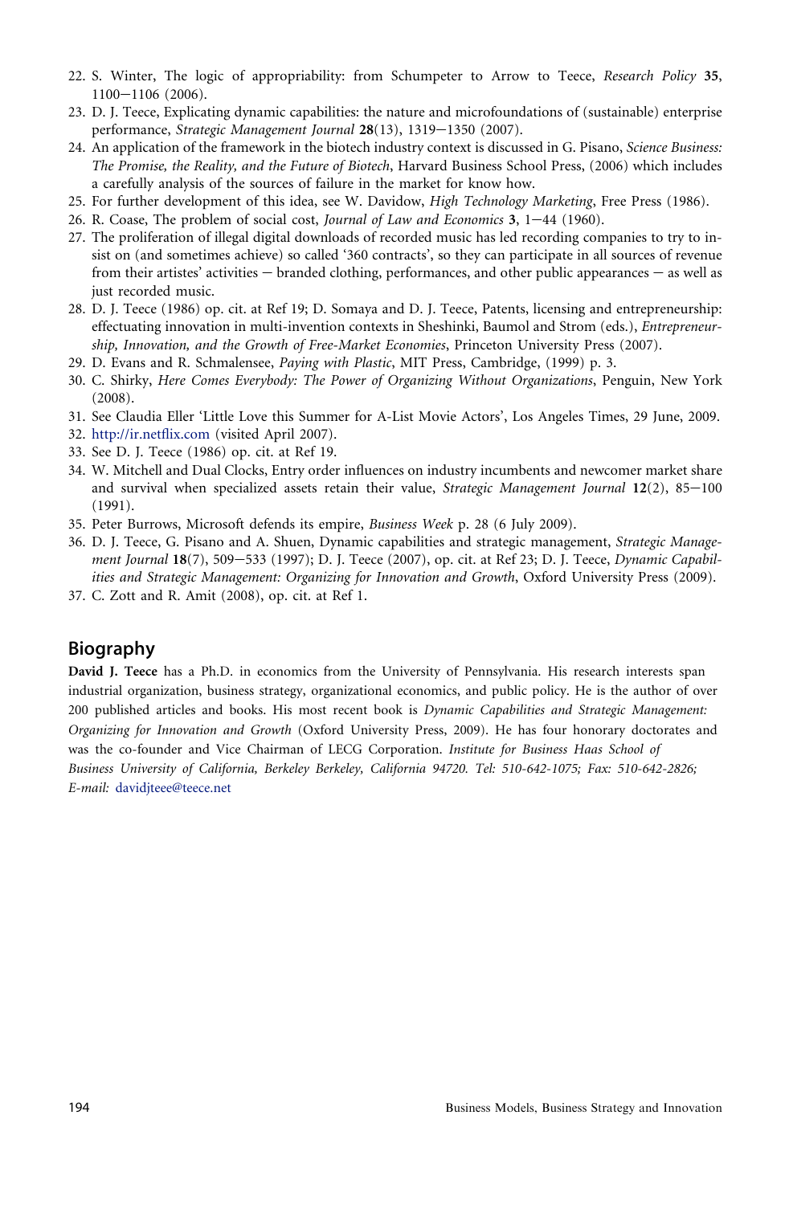22. S. Winter, The logic of appropriability: from Schumpeter to Arrow to Teece, *Research Policy* **35**, 1100–1106 (2006).
23. D. J. Teece, Explicating dynamic capabilities: the nature and microfoundations of (sustainable) enterprise performance, *Strategic Management Journal* **28**(13), 1319–1350 (2007).
24. An application of the framework in the biotech industry context is discussed in G. Pisano, *Science Business: The Promise, the Reality, and the Future of Biotech*, Harvard Business School Press, (2006) which includes a carefully analysis of the sources of failure in the market for know how.
25. For further development of this idea, see W. Davidow, *High Technology Marketing*, Free Press (1986).
26. R. Coase, The problem of social cost, *Journal of Law and Economics* **3**, 1–44 (1960).
27. The proliferation of illegal digital downloads of recorded music has led recording companies to try to insist on (and sometimes achieve) so called '360 contracts', so they can participate in all sources of revenue from their artistes' activities – branded clothing, performances, and other public appearances – as well as just recorded music.
28. D. J. Teece (1986) op. cit. at Ref 19; D. Somaya and D. J. Teece, Patents, licensing and entrepreneurship: effectuating innovation in multi-invention contexts in Sheshinki, Baumol and Strom (eds.), *Entrepreneurship, Innovation, and the Growth of Free-Market Economies*, Princeton University Press (2007).
29. D. Evans and R. Schmalensee, *Paying with Plastic*, MIT Press, Cambridge, (1999) p. 3.
30. C. Shirky, *Here Comes Everybody: The Power of Organizing Without Organizations*, Penguin, New York (2008).
31. See Claudia Eller 'Little Love this Summer for A-List Movie Actors', Los Angeles Times, 29 June, 2009.
32. http://ir.netflix.com (visited April 2007).
33. See D. J. Teece (1986) op. cit. at Ref 19.
34. W. Mitchell and Dual Clocks, Entry order influences on industry incumbents and newcomer market share and survival when specialized assets retain their value, *Strategic Management Journal* **12**(2), 85–100 (1991).
35. Peter Burrows, Microsoft defends its empire, *Business Week* p. 28 (6 July 2009).
36. D. J. Teece, G. Pisano and A. Shuen, Dynamic capabilities and strategic management, *Strategic Management Journal* **18**(7), 509–533 (1997); D. J. Teece (2007), op. cit. at Ref 23; D. J. Teece, *Dynamic Capabilities and Strategic Management: Organizing for Innovation and Growth*, Oxford University Press (2009).
37. C. Zott and R. Amit (2008), op. cit. at Ref 1.

## Biography

**David J. Teece** has a Ph.D. in economics from the University of Pennsylvania. His research interests span industrial organization, business strategy, organizational economics, and public policy. He is the author of over 200 published articles and books. His most recent book is *Dynamic Capabilities and Strategic Management: Organizing for Innovation and Growth* (Oxford University Press, 2009). He has four honorary doctorates and was the co-founder and Vice Chairman of LECG Corporation. *Institute for Business Haas School of Business University of California, Berkeley Berkeley, California 94720. Tel: 510-642-1075; Fax: 510-642-2826; E-mail:* davidjteee@teece.net